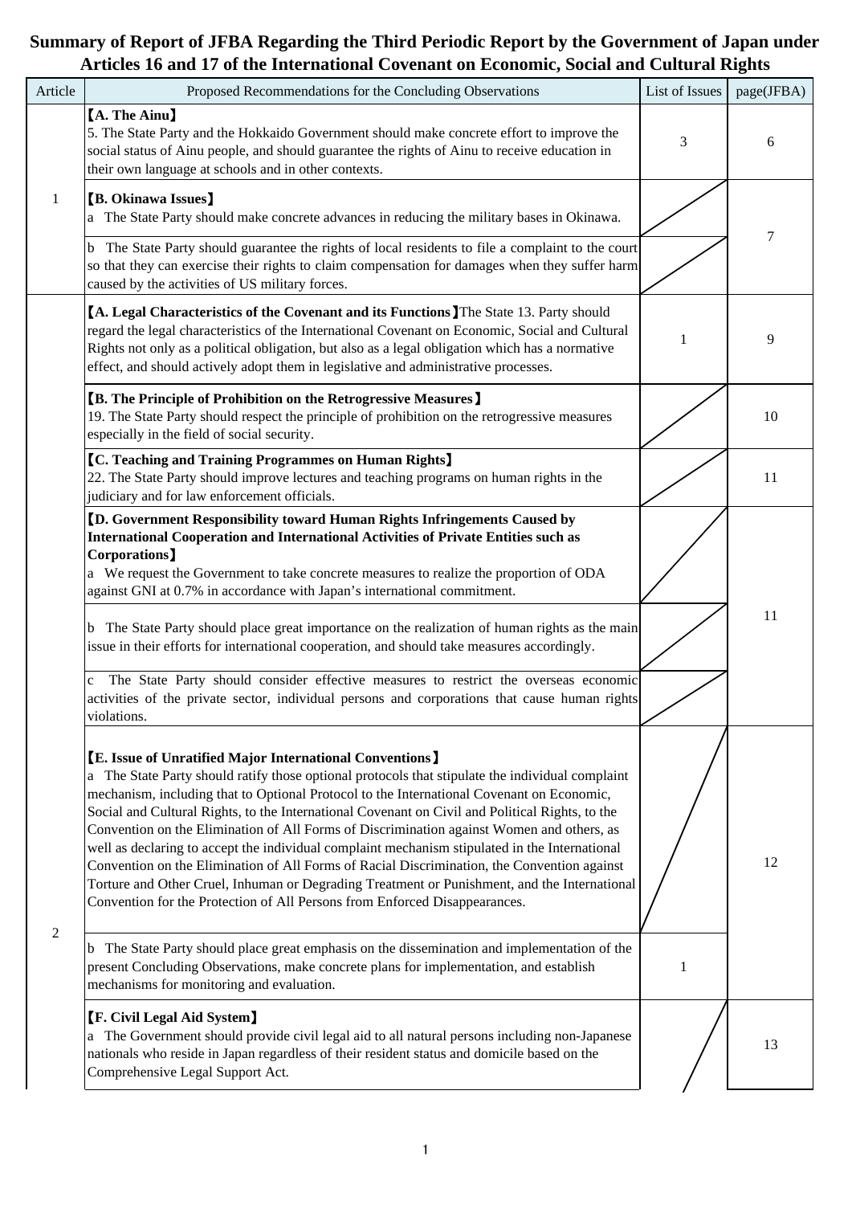# Summary of Report of JFBA Regarding the Third Periodic Report by the Government of Japan under Articles 16 and 17 of the International Covenant on Economic, Social and Cultural Rights

| Article | Proposed Recommendations for the Concluding Observations | List of Issues | page(JFBA) |
|---|---|---|---|
| 1 | **【A. The Ainu】** 5. The State Party and the Hokkaido Government should make concrete effort to improve the social status of Ainu people, and should guarantee the rights of Ainu to receive education in their own language at schools and in other contexts. | 3 | 6 |
| | **【B. Okinawa Issues】** a The State Party should make concrete advances in reducing the military bases in Okinawa. | | 7 |
| | b The State Party should guarantee the rights of local residents to file a complaint to the court so that they can exercise their rights to claim compensation for damages when they suffer harm caused by the activities of US military forces. | | |
| 2 | **【A. Legal Characteristics of the Covenant and its Functions】**The State 13. Party should regard the legal characteristics of the International Covenant on Economic, Social and Cultural Rights not only as a political obligation, but also as a legal obligation which has a normative effect, and should actively adopt them in legislative and administrative processes. | 1 | 9 |
| | **【B. The Principle of Prohibition on the Retrogressive Measures】** 19. The State Party should respect the principle of prohibition on the retrogressive measures especially in the field of social security. | | 10 |
| | **【C. Teaching and Training Programmes on Human Rights】** 22. The State Party should improve lectures and teaching programs on human rights in the judiciary and for law enforcement officials. | | 11 |
| | **【D. Government Responsibility toward Human Rights Infringements Caused by International Cooperation and International Activities of Private Entities such as Corporations】** a We request the Government to take concrete measures to realize the proportion of ODA against GNI at 0.7% in accordance with Japan's international commitment. | | 11 |
| | b The State Party should place great importance on the realization of human rights as the main issue in their efforts for international cooperation, and should take measures accordingly. | | |
| | c The State Party should consider effective measures to restrict the overseas economic activities of the private sector, individual persons and corporations that cause human rights violations. | | |
| | **【E. Issue of Unratified Major International Conventions】** a The State Party should ratify those optional protocols that stipulate the individual complaint mechanism, including that to Optional Protocol to the International Covenant on Economic, Social and Cultural Rights, to the International Covenant on Civil and Political Rights, to the Convention on the Elimination of All Forms of Discrimination against Women and others, as well as declaring to accept the individual complaint mechanism stipulated in the International Convention on the Elimination of All Forms of Racial Discrimination, the Convention against Torture and Other Cruel, Inhuman or Degrading Treatment or Punishment, and the International Convention for the Protection of All Persons from Enforced Disappearances. | | 12 |
| | b The State Party should place great emphasis on the dissemination and implementation of the present Concluding Observations, make concrete plans for implementation, and establish mechanisms for monitoring and evaluation. | 1 | |
| | **【F. Civil Legal Aid System】** a The Government should provide civil legal aid to all natural persons including non-Japanese nationals who reside in Japan regardless of their resident status and domicile based on the Comprehensive Legal Support Act. | | 13 |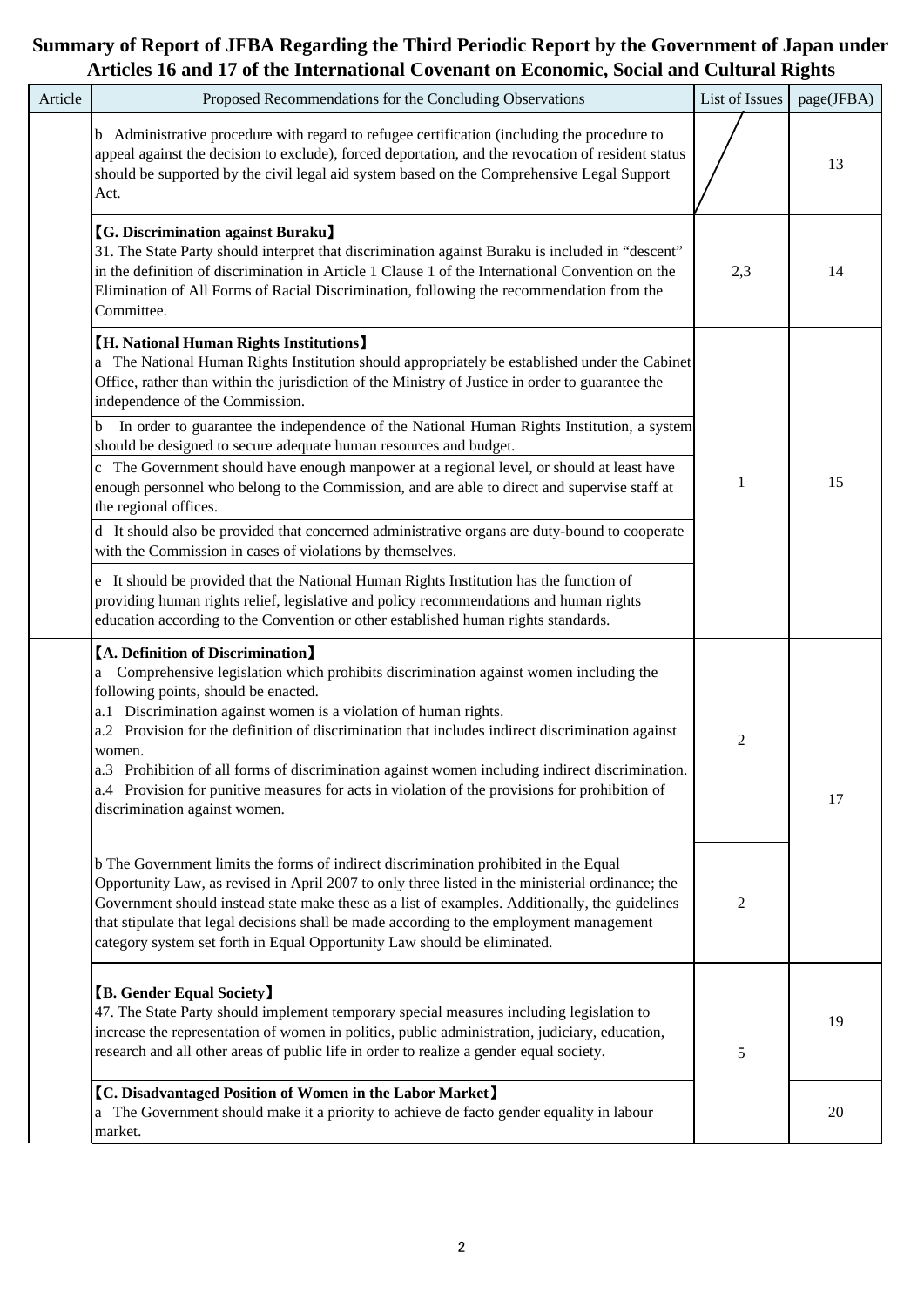# Summary of Report of JFBA Regarding the Third Periodic Report by the Government of Japan under Articles 16 and 17 of the International Covenant on Economic, Social and Cultural Rights

| Article | Proposed Recommendations for the Concluding Observations | List of Issues | page(JFBA) |
|---|---|---|---|
| | b Administrative procedure with regard to refugee certification (including the procedure to appeal against the decision to exclude), forced deportation, and the revocation of resident status should be supported by the civil legal aid system based on the Comprehensive Legal Support Act. | | 13 |
| | **【G. Discrimination against Buraku】**<br>31. The State Party should interpret that discrimination against Buraku is included in "descent" in the definition of discrimination in Article 1 Clause 1 of the International Convention on the Elimination of All Forms of Racial Discrimination, following the recommendation from the Committee. | 2,3 | 14 |
| | **【H. National Human Rights Institutions】**<br>a The National Human Rights Institution should appropriately be established under the Cabinet Office, rather than within the jurisdiction of the Ministry of Justice in order to guarantee the independence of the Commission. | 1 | 15 |
| | b In order to guarantee the independence of the National Human Rights Institution, a system should be designed to secure adequate human resources and budget. | | |
| | c The Government should have enough manpower at a regional level, or should at least have enough personnel who belong to the Commission, and are able to direct and supervise staff at the regional offices. | | |
| | d It should also be provided that concerned administrative organs are duty-bound to cooperate with the Commission in cases of violations by themselves. | | |
| | e It should be provided that the National Human Rights Institution has the function of providing human rights relief, legislative and policy recommendations and human rights education according to the Convention or other established human rights standards. | | |
| | **【A. Definition of Discrimination】**<br>a Comprehensive legislation which prohibits discrimination against women including the following points, should be enacted.<br>a.1 Discrimination against women is a violation of human rights.<br>a.2 Provision for the definition of discrimination that includes indirect discrimination against women.<br>a.3 Prohibition of all forms of discrimination against women including indirect discrimination.<br>a.4 Provision for punitive measures for acts in violation of the provisions for prohibition of discrimination against women. | 2 | 17 |
| | b The Government limits the forms of indirect discrimination prohibited in the Equal Opportunity Law, as revised in April 2007 to only three listed in the ministerial ordinance; the Government should instead state make these as a list of examples. Additionally, the guidelines that stipulate that legal decisions shall be made according to the employment management category system set forth in Equal Opportunity Law should be eliminated. | 2 | |
| | **【B. Gender Equal Society】**<br>47. The State Party should implement temporary special measures including legislation to increase the representation of women in politics, public administration, judiciary, education, research and all other areas of public life in order to realize a gender equal society. | 5 | 19 |
| | **【C. Disadvantaged Position of Women in the Labor Market】**<br>a The Government should make it a priority to achieve de facto gender equality in labour market. | | 20 |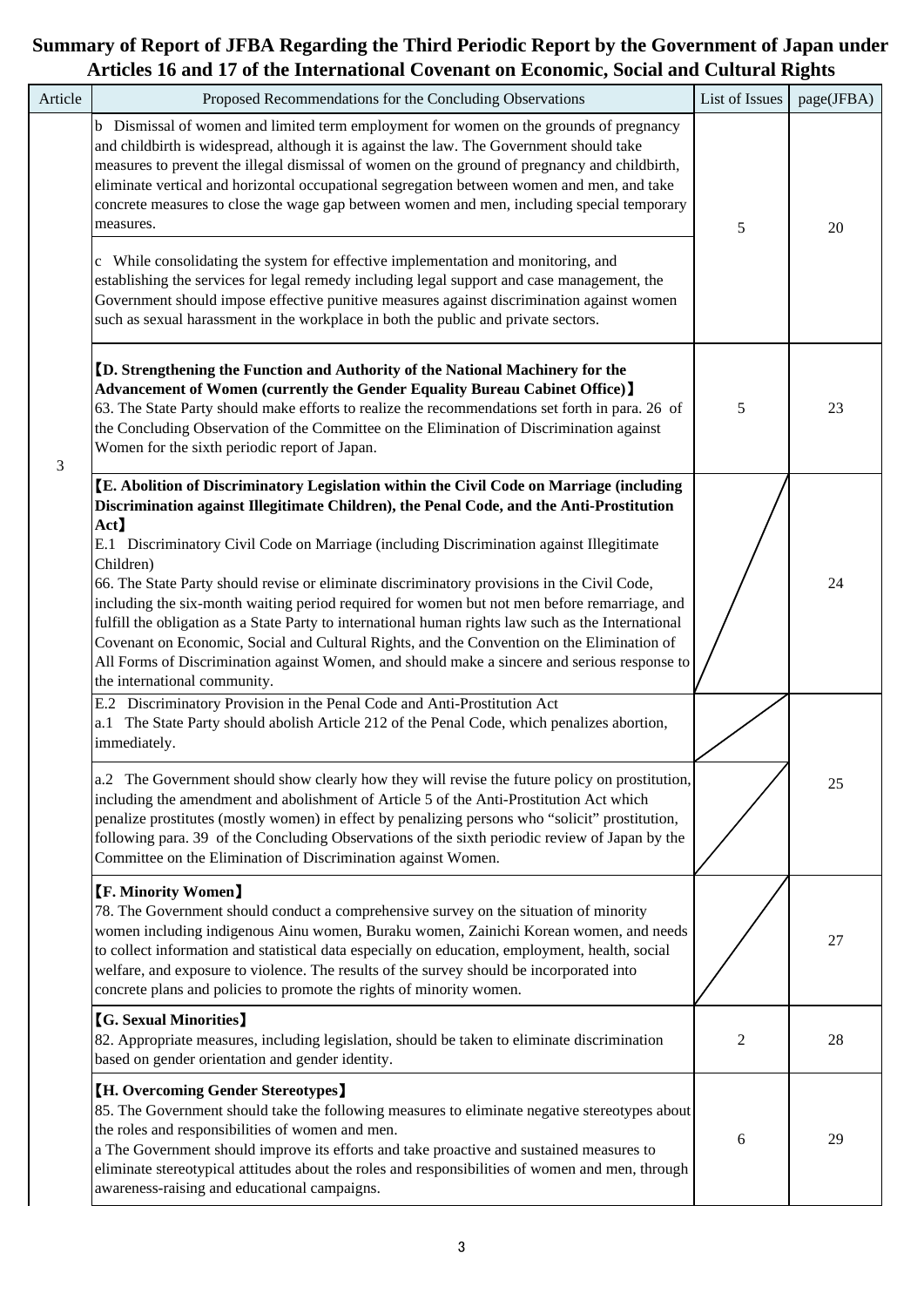# Summary of Report of JFBA Regarding the Third Periodic Report by the Government of Japan under Articles 16 and 17 of the International Covenant on Economic, Social and Cultural Rights

| Article | Proposed Recommendations for the Concluding Observations | List of Issues | page(JFBA) |
|---|---|---|---|
| 3 | b Dismissal of women and limited term employment for women on the grounds of pregnancy and childbirth is widespread, although it is against the law. The Government should take measures to prevent the illegal dismissal of women on the ground of pregnancy and childbirth, eliminate vertical and horizontal occupational segregation between women and men, and take concrete measures to close the wage gap between women and men, including special temporary measures.<br><br>c While consolidating the system for effective implementation and monitoring, and establishing the services for legal remedy including legal support and case management, the Government should impose effective punitive measures against discrimination against women such as sexual harassment in the workplace in both the public and private sectors. | 5 | 20 |
| | **【D. Strengthening the Function and Authority of the National Machinery for the Advancement of Women (currently the Gender Equality Bureau Cabinet Office)】**<br>63. The State Party should make efforts to realize the recommendations set forth in para. 26 of the Concluding Observation of the Committee on the Elimination of Discrimination against Women for the sixth periodic report of Japan. | 5 | 23 |
| | **【E. Abolition of Discriminatory Legislation within the Civil Code on Marriage (including Discrimination against Illegitimate Children), the Penal Code, and the Anti-Prostitution Act】**<br>E.1 Discriminatory Civil Code on Marriage (including Discrimination against Illegitimate Children)<br>66. The State Party should revise or eliminate discriminatory provisions in the Civil Code, including the six-month waiting period required for women but not men before remarriage, and fulfill the obligation as a State Party to international human rights law such as the International Covenant on Economic, Social and Cultural Rights, and the Convention on the Elimination of All Forms of Discrimination against Women, and should make a sincere and serious response to the international community. | | 24 |
| | E.2 Discriminatory Provision in the Penal Code and Anti-Prostitution Act<br>a.1 The State Party should abolish Article 212 of the Penal Code, which penalizes abortion, immediately. | | 25 |
| | a.2 The Government should show clearly how they will revise the future policy on prostitution, including the amendment and abolishment of Article 5 of the Anti-Prostitution Act which penalize prostitutes (mostly women) in effect by penalizing persons who "solicit" prostitution, following para. 39 of the Concluding Observations of the sixth periodic review of Japan by the Committee on the Elimination of Discrimination against Women. | | |
| | **【F. Minority Women】**<br>78. The Government should conduct a comprehensive survey on the situation of minority women including indigenous Ainu women, Buraku women, Zainichi Korean women, and needs to collect information and statistical data especially on education, employment, health, social welfare, and exposure to violence. The results of the survey should be incorporated into concrete plans and policies to promote the rights of minority women. | | 27 |
| | **【G. Sexual Minorities】**<br>82. Appropriate measures, including legislation, should be taken to eliminate discrimination based on gender orientation and gender identity. | 2 | 28 |
| | **【H. Overcoming Gender Stereotypes】**<br>85. The Government should take the following measures to eliminate negative stereotypes about the roles and responsibilities of women and men.<br>a The Government should improve its efforts and take proactive and sustained measures to eliminate stereotypical attitudes about the roles and responsibilities of women and men, through awareness-raising and educational campaigns. | 6 | 29 |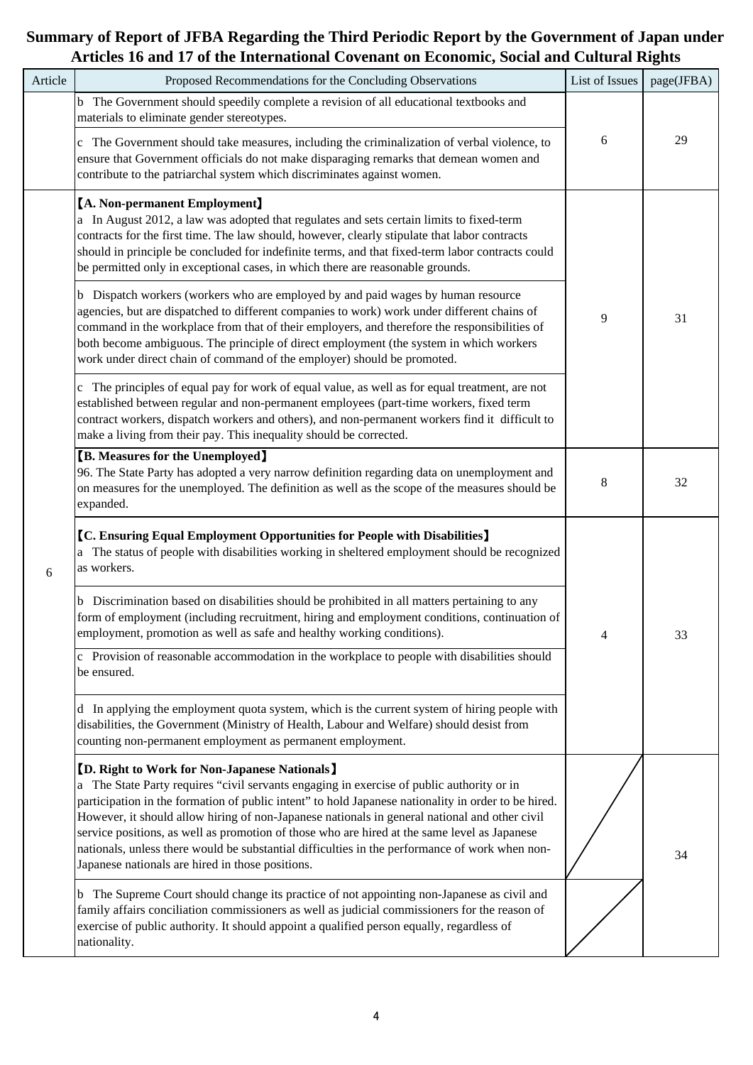# Summary of Report of JFBA Regarding the Third Periodic Report by the Government of Japan under Articles 16 and 17 of the International Covenant on Economic, Social and Cultural Rights

| Article | Proposed Recommendations for the Concluding Observations | List of Issues | page(JFBA) |
|---|---|---|---|
| | b The Government should speedily complete a revision of all educational textbooks and materials to eliminate gender stereotypes. | 6 | 29 |
| | c The Government should take measures, including the criminalization of verbal violence, to ensure that Government officials do not make disparaging remarks that demean women and contribute to the patriarchal system which discriminates against women. | | |
| 6 | **【A. Non-permanent Employment】**<br>a In August 2012, a law was adopted that regulates and sets certain limits to fixed-term contracts for the first time. The law should, however, clearly stipulate that labor contracts should in principle be concluded for indefinite terms, and that fixed-term labor contracts could be permitted only in exceptional cases, in which there are reasonable grounds. | 9 | 31 |
| | b Dispatch workers (workers who are employed by and paid wages by human resource agencies, but are dispatched to different companies to work) work under different chains of command in the workplace from that of their employers, and therefore the responsibilities of both become ambiguous. The principle of direct employment (the system in which workers work under direct chain of command of the employer) should be promoted. | | |
| | c The principles of equal pay for work of equal value, as well as for equal treatment, are not established between regular and non-permanent employees (part-time workers, fixed term contract workers, dispatch workers and others), and non-permanent workers find it difficult to make a living from their pay. This inequality should be corrected. | | |
| | **【B. Measures for the Unemployed】**<br>96. The State Party has adopted a very narrow definition regarding data on unemployment and on measures for the unemployed. The definition as well as the scope of the measures should be expanded. | 8 | 32 |
| | **【C. Ensuring Equal Employment Opportunities for People with Disabilities】**<br>a The status of people with disabilities working in sheltered employment should be recognized as workers. | 4 | 33 |
| | b Discrimination based on disabilities should be prohibited in all matters pertaining to any form of employment (including recruitment, hiring and employment conditions, continuation of employment, promotion as well as safe and healthy working conditions). | | |
| | c Provision of reasonable accommodation in the workplace to people with disabilities should be ensured. | | |
| | d In applying the employment quota system, which is the current system of hiring people with disabilities, the Government (Ministry of Health, Labour and Welfare) should desist from counting non-permanent employment as permanent employment. | | |
| | **【D. Right to Work for Non-Japanese Nationals】**<br>a The State Party requires "civil servants engaging in exercise of public authority or in participation in the formation of public intent" to hold Japanese nationality in order to be hired. However, it should allow hiring of non-Japanese nationals in general national and other civil service positions, as well as promotion of those who are hired at the same level as Japanese nationals, unless there would be substantial difficulties in the performance of work when non-Japanese nationals are hired in those positions. | | 34 |
| | b The Supreme Court should change its practice of not appointing non-Japanese as civil and family affairs conciliation commissioners as well as judicial commissioners for the reason of exercise of public authority. It should appoint a qualified person equally, regardless of nationality. | | |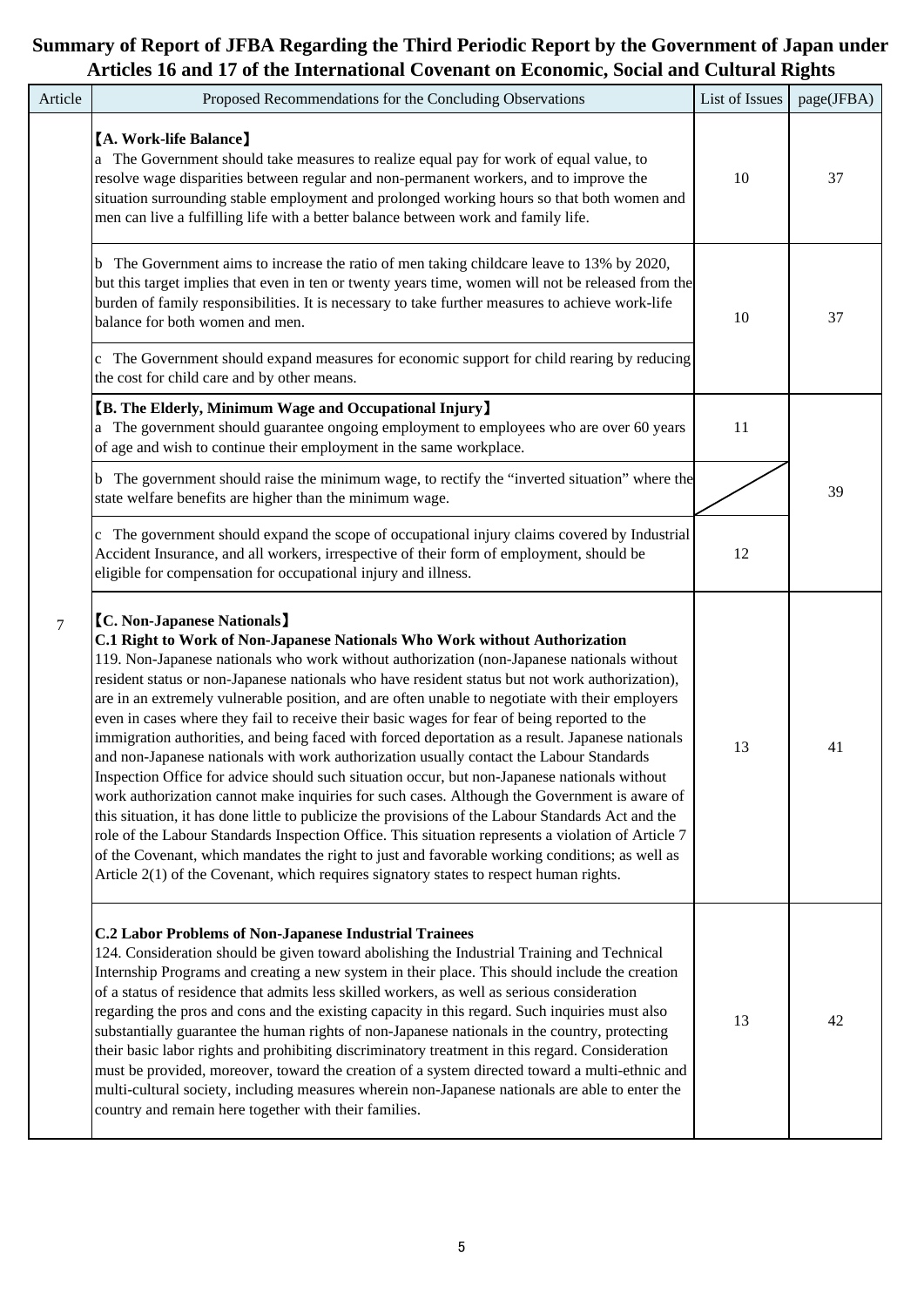# Summary of Report of JFBA Regarding the Third Periodic Report by the Government of Japan under Articles 16 and 17 of the International Covenant on Economic, Social and Cultural Rights

| Article | Proposed Recommendations for the Concluding Observations | List of Issues | page(JFBA) |
|---|---|---|---|
| 7 | **【A. Work-life Balance】**<br>a The Government should take measures to realize equal pay for work of equal value, to resolve wage disparities between regular and non-permanent workers, and to improve the situation surrounding stable employment and prolonged working hours so that both women and men can live a fulfilling life with a better balance between work and family life. | 10 | 37 |
| | b The Government aims to increase the ratio of men taking childcare leave to 13% by 2020, but this target implies that even in ten or twenty years time, women will not be released from the burden of family responsibilities. It is necessary to take further measures to achieve work-life balance for both women and men. | 10 | 37 |
| | c The Government should expand measures for economic support for child rearing by reducing the cost for child care and by other means. | | |
| | **【B. The Elderly, Minimum Wage and Occupational Injury】**<br>a The government should guarantee ongoing employment to employees who are over 60 years of age and wish to continue their employment in the same workplace. | 11 | 39 |
| | b The government should raise the minimum wage, to rectify the "inverted situation" where the state welfare benefits are higher than the minimum wage. | | |
| | c The government should expand the scope of occupational injury claims covered by Industrial Accident Insurance, and all workers, irrespective of their form of employment, should be eligible for compensation for occupational injury and illness. | 12 | |
| | **【C. Non-Japanese Nationals】**<br>**C.1 Right to Work of Non-Japanese Nationals Who Work without Authorization**<br>119. Non-Japanese nationals who work without authorization (non-Japanese nationals without resident status or non-Japanese nationals who have resident status but not work authorization), are in an extremely vulnerable position, and are often unable to negotiate with their employers even in cases where they fail to receive their basic wages for fear of being reported to the immigration authorities, and being faced with forced deportation as a result. Japanese nationals and non-Japanese nationals with work authorization usually contact the Labour Standards Inspection Office for advice should such situation occur, but non-Japanese nationals without work authorization cannot make inquiries for such cases. Although the Government is aware of this situation, it has done little to publicize the provisions of the Labour Standards Act and the role of the Labour Standards Inspection Office. This situation represents a violation of Article 7 of the Covenant, which mandates the right to just and favorable working conditions; as well as Article 2(1) of the Covenant, which requires signatory states to respect human rights. | 13 | 41 |
| | **C.2 Labor Problems of Non-Japanese Industrial Trainees**<br>124. Consideration should be given toward abolishing the Industrial Training and Technical Internship Programs and creating a new system in their place. This should include the creation of a status of residence that admits less skilled workers, as well as serious consideration regarding the pros and cons and the existing capacity in this regard. Such inquiries must also substantially guarantee the human rights of non-Japanese nationals in the country, protecting their basic labor rights and prohibiting discriminatory treatment in this regard. Consideration must be provided, moreover, toward the creation of a system directed toward a multi-ethnic and multi-cultural society, including measures wherein non-Japanese nationals are able to enter the country and remain here together with their families. | 13 | 42 |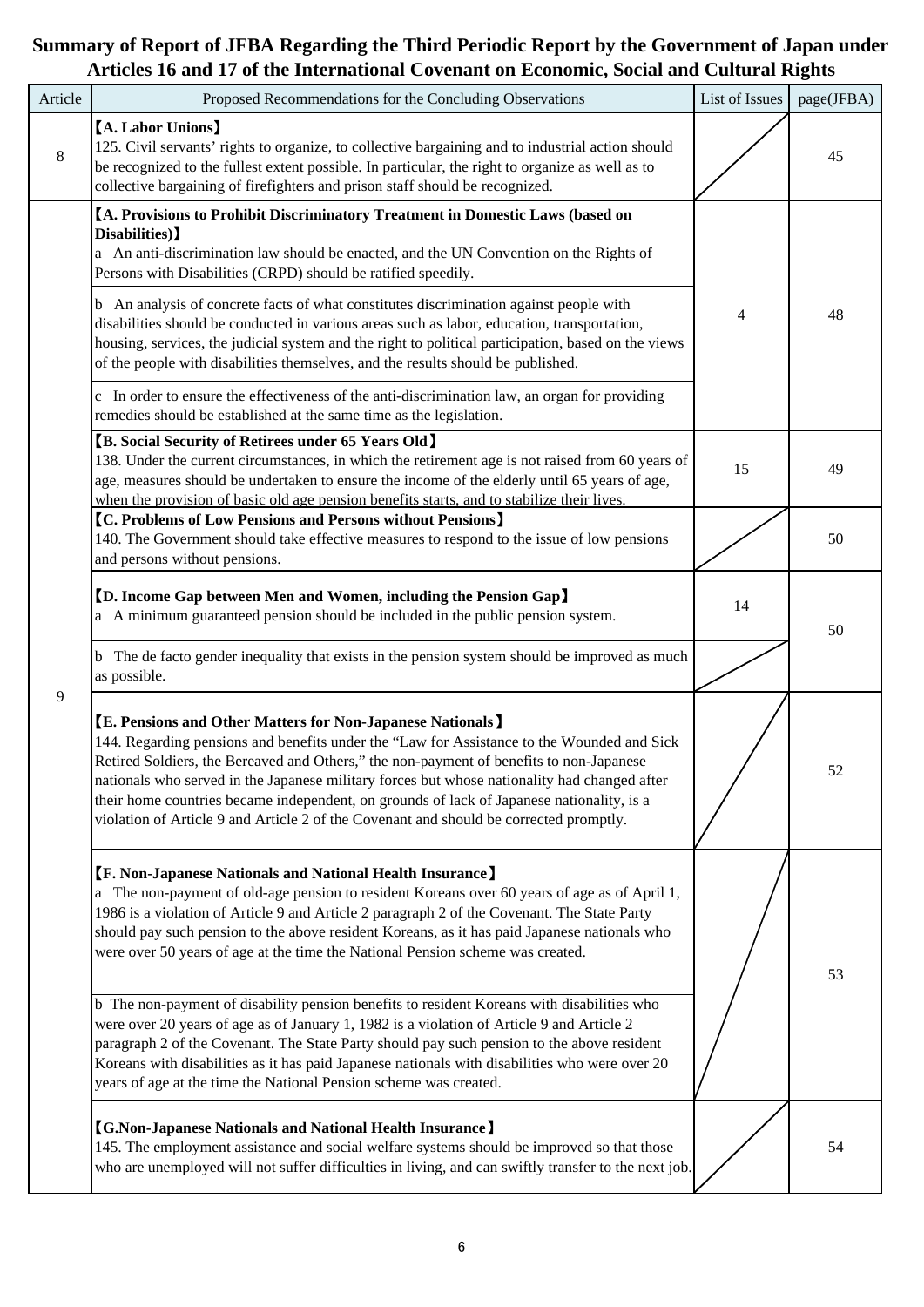# Summary of Report of JFBA Regarding the Third Periodic Report by the Government of Japan under Articles 16 and 17 of the International Covenant on Economic, Social and Cultural Rights

| Article | Proposed Recommendations for the Concluding Observations | List of Issues | page(JFBA) |
|---|---|---|---|
| 8 | **【A. Labor Unions】**<br>125. Civil servants' rights to organize, to collective bargaining and to industrial action should be recognized to the fullest extent possible. In particular, the right to organize as well as to collective bargaining of firefighters and prison staff should be recognized. | | 45 |
| 9 | **【A. Provisions to Prohibit Discriminatory Treatment in Domestic Laws (based on Disabilities)】**<br>a An anti-discrimination law should be enacted, and the UN Convention on the Rights of Persons with Disabilities (CRPD) should be ratified speedily.<br>b An analysis of concrete facts of what constitutes discrimination against people with disabilities should be conducted in various areas such as labor, education, transportation, housing, services, the judicial system and the right to political participation, based on the views of the people with disabilities themselves, and the results should be published.<br>c In order to ensure the effectiveness of the anti-discrimination law, an organ for providing remedies should be established at the same time as the legislation. | 4 | 48 |
| | **【B. Social Security of Retirees under 65 Years Old】**<br>138. Under the current circumstances, in which the retirement age is not raised from 60 years of age, measures should be undertaken to ensure the income of the elderly until 65 years of age, when the provision of basic old age pension benefits starts, and to stabilize their lives. | 15 | 49 |
| | **【C. Problems of Low Pensions and Persons without Pensions】**<br>140. The Government should take effective measures to respond to the issue of low pensions and persons without pensions. | | 50 |
| | **【D. Income Gap between Men and Women, including the Pension Gap】**<br>a A minimum guaranteed pension should be included in the public pension system. | 14 | 50 |
| | b The de facto gender inequality that exists in the pension system should be improved as much as possible. | | |
| | **【E. Pensions and Other Matters for Non-Japanese Nationals】**<br>144. Regarding pensions and benefits under the "Law for Assistance to the Wounded and Sick Retired Soldiers, the Bereaved and Others," the non-payment of benefits to non-Japanese nationals who served in the Japanese military forces but whose nationality had changed after their home countries became independent, on grounds of lack of Japanese nationality, is a violation of Article 9 and Article 2 of the Covenant and should be corrected promptly. | | 52 |
| | **【F. Non-Japanese Nationals and National Health Insurance】**<br>a The non-payment of old-age pension to resident Koreans over 60 years of age as of April 1, 1986 is a violation of Article 9 and Article 2 paragraph 2 of the Covenant. The State Party should pay such pension to the above resident Koreans, as it has paid Japanese nationals who were over 50 years of age at the time the National Pension scheme was created.<br>b The non-payment of disability pension benefits to resident Koreans with disabilities who were over 20 years of age as of January 1, 1982 is a violation of Article 9 and Article 2 paragraph 2 of the Covenant. The State Party should pay such pension to the above resident Koreans with disabilities as it has paid Japanese nationals with disabilities who were over 20 years of age at the time the National Pension scheme was created. | | 53 |
| | **【G.Non-Japanese Nationals and National Health Insurance】**<br>145. The employment assistance and social welfare systems should be improved so that those who are unemployed will not suffer difficulties in living, and can swiftly transfer to the next job. | | 54 |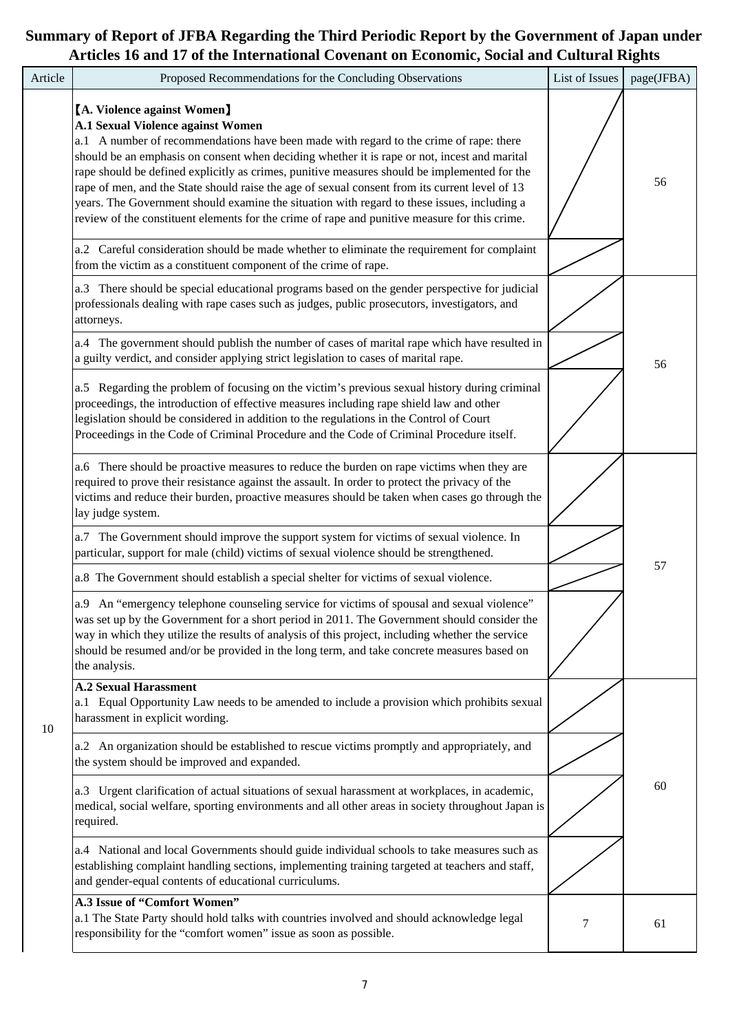# Summary of Report of JFBA Regarding the Third Periodic Report by the Government of Japan under Articles 16 and 17 of the International Covenant on Economic, Social and Cultural Rights

| Article | Proposed Recommendations for the Concluding Observations | List of Issues | page(JFBA) |
|---|---|---|---|
| 10 | **【A. Violence against Women】**<br>**A.1 Sexual Violence against Women**<br>a.1 A number of recommendations have been made with regard to the crime of rape: there should be an emphasis on consent when deciding whether it is rape or not, incest and marital rape should be defined explicitly as crimes, punitive measures should be implemented for the rape of men, and the State should raise the age of sexual consent from its current level of 13 years. The Government should examine the situation with regard to these issues, including a review of the constituent elements for the crime of rape and punitive measure for this crime. | | 56 |
| | a.2 Careful consideration should be made whether to eliminate the requirement for complaint from the victim as a constituent component of the crime of rape. | | |
| | a.3 There should be special educational programs based on the gender perspective for judicial professionals dealing with rape cases such as judges, public prosecutors, investigators, and attorneys. | | 56 |
| | a.4 The government should publish the number of cases of marital rape which have resulted in a guilty verdict, and consider applying strict legislation to cases of marital rape. | | |
| | a.5 Regarding the problem of focusing on the victim's previous sexual history during criminal proceedings, the introduction of effective measures including rape shield law and other legislation should be considered in addition to the regulations in the Control of Court Proceedings in the Code of Criminal Procedure and the Code of Criminal Procedure itself. | | |
| | a.6 There should be proactive measures to reduce the burden on rape victims when they are required to prove their resistance against the assault. In order to protect the privacy of the victims and reduce their burden, proactive measures should be taken when cases go through the lay judge system. | | 57 |
| | a.7 The Government should improve the support system for victims of sexual violence. In particular, support for male (child) victims of sexual violence should be strengthened. | | |
| | a.8 The Government should establish a special shelter for victims of sexual violence. | | |
| | a.9 An "emergency telephone counseling service for victims of spousal and sexual violence" was set up by the Government for a short period in 2011. The Government should consider the way in which they utilize the results of analysis of this project, including whether the service should be resumed and/or be provided in the long term, and take concrete measures based on the analysis. | | |
| | **A.2 Sexual Harassment**<br>a.1 Equal Opportunity Law needs to be amended to include a provision which prohibits sexual harassment in explicit wording. | | 60 |
| | a.2 An organization should be established to rescue victims promptly and appropriately, and the system should be improved and expanded. | | |
| | a.3 Urgent clarification of actual situations of sexual harassment at workplaces, in academic, medical, social welfare, sporting environments and all other areas in society throughout Japan is required. | | |
| | a.4 National and local Governments should guide individual schools to take measures such as establishing complaint handling sections, implementing training targeted at teachers and staff, and gender-equal contents of educational curriculums. | | |
| | **A.3 Issue of "Comfort Women"**<br>a.1 The State Party should hold talks with countries involved and should acknowledge legal responsibility for the "comfort women" issue as soon as possible. | 7 | 61 |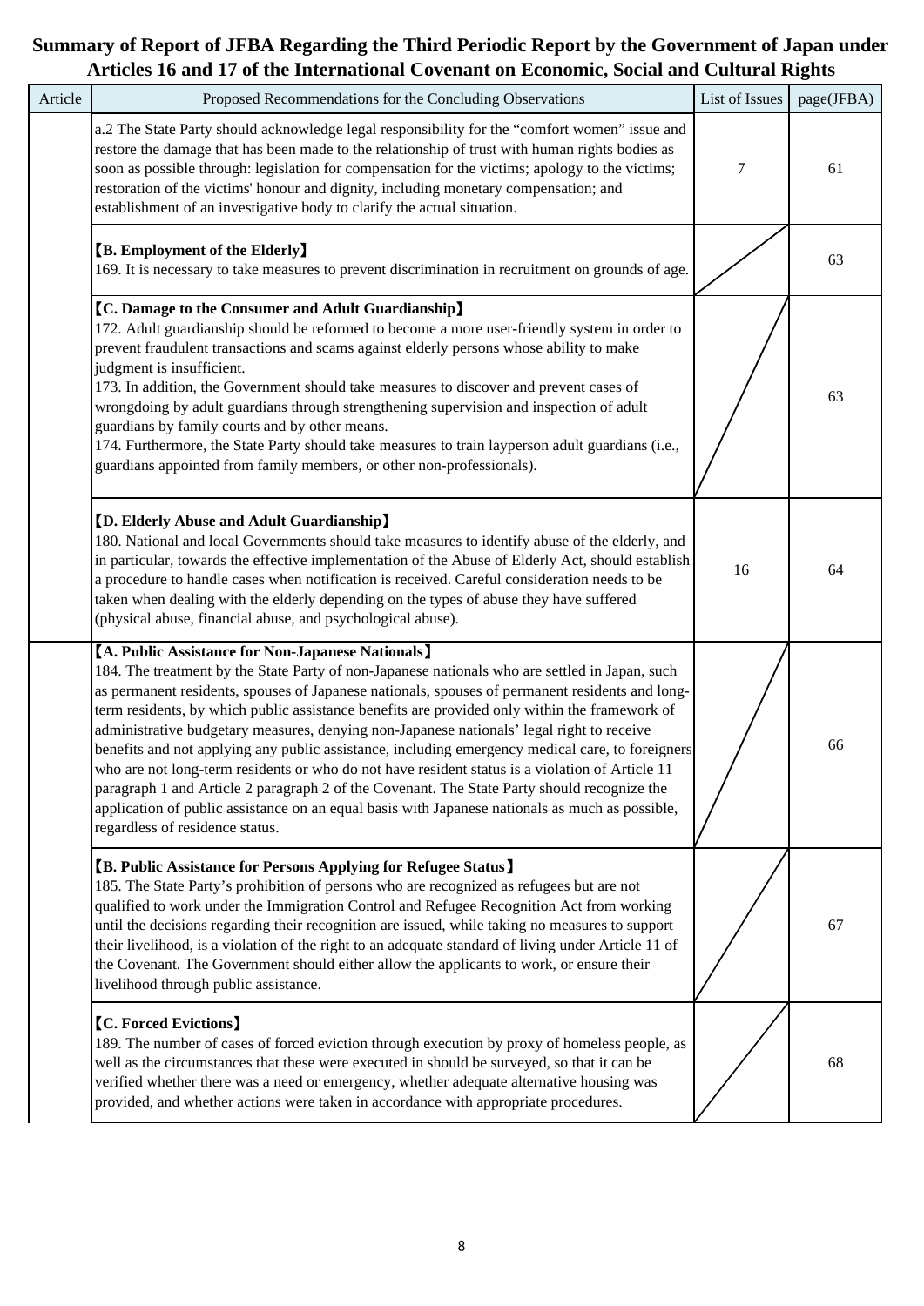## Summary of Report of JFBA Regarding the Third Periodic Report by the Government of Japan under Articles 16 and 17 of the International Covenant on Economic, Social and Cultural Rights

| Article | Proposed Recommendations for the Concluding Observations | List of Issues | page(JFBA) |
|---|---|---|---|
| | a.2 The State Party should acknowledge legal responsibility for the "comfort women" issue and restore the damage that has been made to the relationship of trust with human rights bodies as soon as possible through: legislation for compensation for the victims; apology to the victims; restoration of the victims' honour and dignity, including monetary compensation; and establishment of an investigative body to clarify the actual situation. | 7 | 61 |
| | **【B. Employment of the Elderly】**<br>169. It is necessary to take measures to prevent discrimination in recruitment on grounds of age. | | 63 |
| | **【C. Damage to the Consumer and Adult Guardianship】**<br>172. Adult guardianship should be reformed to become a more user-friendly system in order to prevent fraudulent transactions and scams against elderly persons whose ability to make judgment is insufficient.<br>173. In addition, the Government should take measures to discover and prevent cases of wrongdoing by adult guardians through strengthening supervision and inspection of adult guardians by family courts and by other means.<br>174. Furthermore, the State Party should take measures to train layperson adult guardians (i.e., guardians appointed from family members, or other non-professionals). | | 63 |
| | **【D. Elderly Abuse and Adult Guardianship】**<br>180. National and local Governments should take measures to identify abuse of the elderly, and in particular, towards the effective implementation of the Abuse of Elderly Act, should establish a procedure to handle cases when notification is received. Careful consideration needs to be taken when dealing with the elderly depending on the types of abuse they have suffered (physical abuse, financial abuse, and psychological abuse). | 16 | 64 |
| | **【A. Public Assistance for Non-Japanese Nationals】**<br>184. The treatment by the State Party of non-Japanese nationals who are settled in Japan, such as permanent residents, spouses of Japanese nationals, spouses of permanent residents and long-term residents, by which public assistance benefits are provided only within the framework of administrative budgetary measures, denying non-Japanese nationals' legal right to receive benefits and not applying any public assistance, including emergency medical care, to foreigners who are not long-term residents or who do not have resident status is a violation of Article 11 paragraph 1 and Article 2 paragraph 2 of the Covenant. The State Party should recognize the application of public assistance on an equal basis with Japanese nationals as much as possible, regardless of residence status. | | 66 |
| | **【B. Public Assistance for Persons Applying for Refugee Status】**<br>185. The State Party's prohibition of persons who are recognized as refugees but are not qualified to work under the Immigration Control and Refugee Recognition Act from working until the decisions regarding their recognition are issued, while taking no measures to support their livelihood, is a violation of the right to an adequate standard of living under Article 11 of the Covenant. The Government should either allow the applicants to work, or ensure their livelihood through public assistance. | | 67 |
| | **【C. Forced Evictions】**<br>189. The number of cases of forced eviction through execution by proxy of homeless people, as well as the circumstances that these were executed in should be surveyed, so that it can be verified whether there was a need or emergency, whether adequate alternative housing was provided, and whether actions were taken in accordance with appropriate procedures. | | 68 |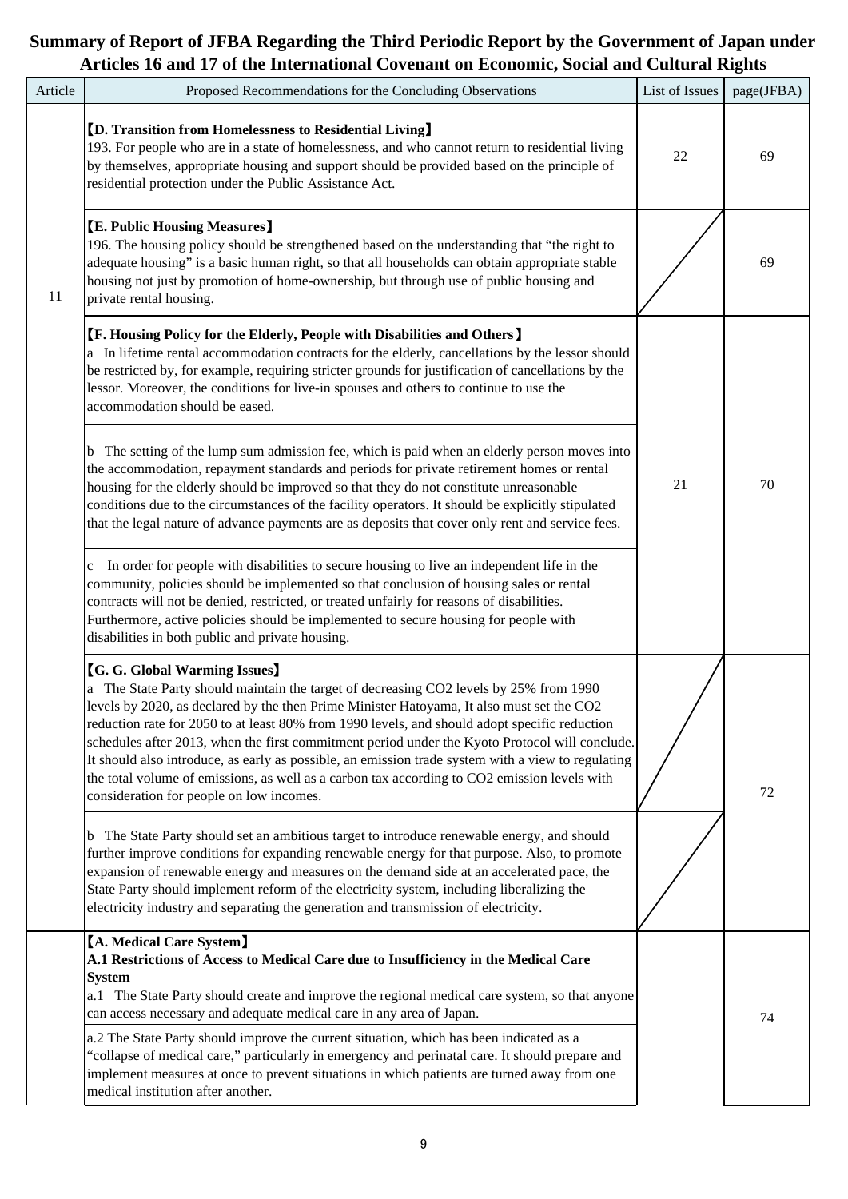# Summary of Report of JFBA Regarding the Third Periodic Report by the Government of Japan under Articles 16 and 17 of the International Covenant on Economic, Social and Cultural Rights

| Article | Proposed Recommendations for the Concluding Observations | List of Issues | page(JFBA) |
|---|---|---|---|
| 11 | **【D. Transition from Homelessness to Residential Living】**<br>193. For people who are in a state of homelessness, and who cannot return to residential living by themselves, appropriate housing and support should be provided based on the principle of residential protection under the Public Assistance Act. | 22 | 69 |
| | **【E. Public Housing Measures】**<br>196. The housing policy should be strengthened based on the understanding that "the right to adequate housing" is a basic human right, so that all households can obtain appropriate stable housing not just by promotion of home-ownership, but through use of public housing and private rental housing. | | 69 |
| | **【F. Housing Policy for the Elderly, People with Disabilities and Others】**<br>a In lifetime rental accommodation contracts for the elderly, cancellations by the lessor should be restricted by, for example, requiring stricter grounds for justification of cancellations by the lessor. Moreover, the conditions for live-in spouses and others to continue to use the accommodation should be eased. | 21 | 70 |
| | b The setting of the lump sum admission fee, which is paid when an elderly person moves into the accommodation, repayment standards and periods for private retirement homes or rental housing for the elderly should be improved so that they do not constitute unreasonable conditions due to the circumstances of the facility operators. It should be explicitly stipulated that the legal nature of advance payments are as deposits that cover only rent and service fees. | | |
| | c In order for people with disabilities to secure housing to live an independent life in the community, policies should be implemented so that conclusion of housing sales or rental contracts will not be denied, restricted, or treated unfairly for reasons of disabilities. Furthermore, active policies should be implemented to secure housing for people with disabilities in both public and private housing. | | |
| | **【G. G. Global Warming Issues】**<br>a The State Party should maintain the target of decreasing CO2 levels by 25% from 1990 levels by 2020, as declared by the then Prime Minister Hatoyama, It also must set the CO2 reduction rate for 2050 to at least 80% from 1990 levels, and should adopt specific reduction schedules after 2013, when the first commitment period under the Kyoto Protocol will conclude. It should also introduce, as early as possible, an emission trade system with a view to regulating the total volume of emissions, as well as a carbon tax according to CO2 emission levels with consideration for people on low incomes. | | 72 |
| | b The State Party should set an ambitious target to introduce renewable energy, and should further improve conditions for expanding renewable energy for that purpose. Also, to promote expansion of renewable energy and measures on the demand side at an accelerated pace, the State Party should implement reform of the electricity system, including liberalizing the electricity industry and separating the generation and transmission of electricity. | | |
| | **【A. Medical Care System】**<br>**A.1 Restrictions of Access to Medical Care due to Insufficiency in the Medical Care System**<br>a.1 The State Party should create and improve the regional medical care system, so that anyone can access necessary and adequate medical care in any area of Japan. | | 74 |
| | a.2 The State Party should improve the current situation, which has been indicated as a "collapse of medical care," particularly in emergency and perinatal care. It should prepare and implement measures at once to prevent situations in which patients are turned away from one medical institution after another. | | |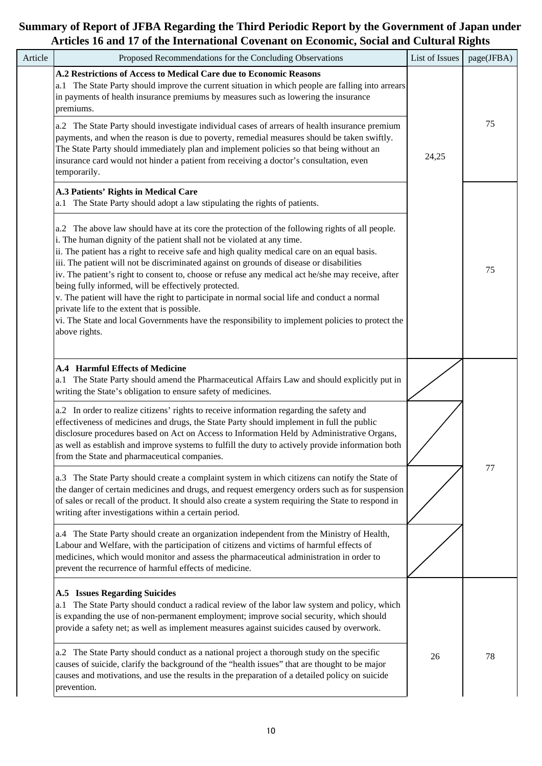# Summary of Report of JFBA Regarding the Third Periodic Report by the Government of Japan under Articles 16 and 17 of the International Covenant on Economic, Social and Cultural Rights

| Article | Proposed Recommendations for the Concluding Observations | List of Issues | page(JFBA) |
|---|---|---|---|
| | **A.2 Restrictions of Access to Medical Care due to Economic Reasons**<br>a.1 The State Party should improve the current situation in which people are falling into arrears in payments of health insurance premiums by measures such as lowering the insurance premiums. | 24,25 | 75 |
| | a.2 The State Party should investigate individual cases of arrears of health insurance premium payments, and when the reason is due to poverty, remedial measures should be taken swiftly. The State Party should immediately plan and implement policies so that being without an insurance card would not hinder a patient from receiving a doctor's consultation, even temporarily. | | |
| | **A.3 Patients' Rights in Medical Care**<br>a.1 The State Party should adopt a law stipulating the rights of patients. | | 75 |
| | a.2 The above law should have at its core the protection of the following rights of all people.<br>i. The human dignity of the patient shall not be violated at any time.<br>ii. The patient has a right to receive safe and high quality medical care on an equal basis.<br>iii. The patient will not be discriminated against on grounds of disease or disabilities<br>iv. The patient's right to consent to, choose or refuse any medical act he/she may receive, after being fully informed, will be effectively protected.<br>v. The patient will have the right to participate in normal social life and conduct a normal private life to the extent that is possible.<br>vi. The State and local Governments have the responsibility to implement policies to protect the above rights. | | |
| | **A.4 Harmful Effects of Medicine**<br>a.1 The State Party should amend the Pharmaceutical Affairs Law and should explicitly put in writing the State's obligation to ensure safety of medicines. | | 77 |
| | a.2 In order to realize citizens' rights to receive information regarding the safety and effectiveness of medicines and drugs, the State Party should implement in full the public disclosure procedures based on Act on Access to Information Held by Administrative Organs, as well as establish and improve systems to fulfill the duty to actively provide information both from the State and pharmaceutical companies. | | |
| | a.3 The State Party should create a complaint system in which citizens can notify the State of the danger of certain medicines and drugs, and request emergency orders such as for suspension of sales or recall of the product. It should also create a system requiring the State to respond in writing after investigations within a certain period. | | |
| | a.4 The State Party should create an organization independent from the Ministry of Health, Labour and Welfare, with the participation of citizens and victims of harmful effects of medicines, which would monitor and assess the pharmaceutical administration in order to prevent the recurrence of harmful effects of medicine. | | |
| | **A.5 Issues Regarding Suicides**<br>a.1 The State Party should conduct a radical review of the labor law system and policy, which is expanding the use of non-permanent employment; improve social security, which should provide a safety net; as well as implement measures against suicides caused by overwork. | 26 | 78 |
| | a.2 The State Party should conduct as a national project a thorough study on the specific causes of suicide, clarify the background of the "health issues" that are thought to be major causes and motivations, and use the results in the preparation of a detailed policy on suicide prevention. | | |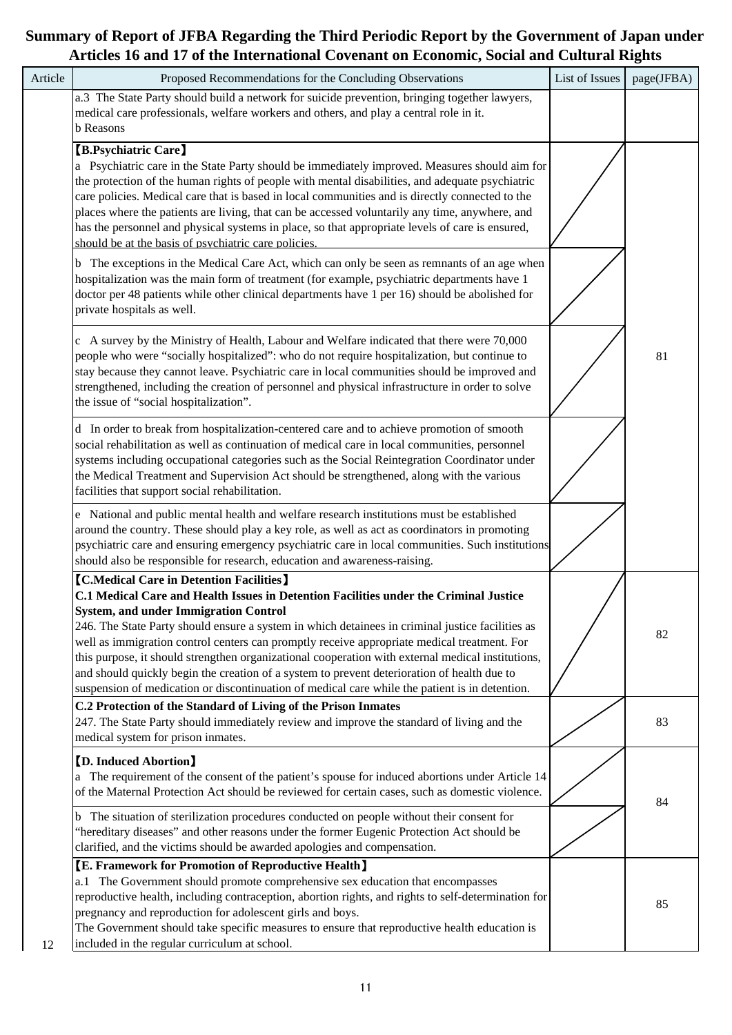# Summary of Report of JFBA Regarding the Third Periodic Report by the Government of Japan under Articles 16 and 17 of the International Covenant on Economic, Social and Cultural Rights

| Article | Proposed Recommendations for the Concluding Observations | List of Issues | page(JFBA) |
|---|---|---|---|
| | a.3 The State Party should build a network for suicide prevention, bringing together lawyers, medical care professionals, welfare workers and others, and play a central role in it.<br>b Reasons | | |
| | **【B.Psychiatric Care】**<br>a Psychiatric care in the State Party should be immediately improved. Measures should aim for the protection of the human rights of people with mental disabilities, and adequate psychiatric care policies. Medical care that is based in local communities and is directly connected to the places where the patients are living, that can be accessed voluntarily any time, anywhere, and has the personnel and physical systems in place, so that appropriate levels of care is ensured, should be at the basis of psychiatric care policies. | | 81 |
| | b The exceptions in the Medical Care Act, which can only be seen as remnants of an age when hospitalization was the main form of treatment (for example, psychiatric departments have 1 doctor per 48 patients while other clinical departments have 1 per 16) should be abolished for private hospitals as well. | | |
| | c A survey by the Ministry of Health, Labour and Welfare indicated that there were 70,000 people who were "socially hospitalized": who do not require hospitalization, but continue to stay because they cannot leave. Psychiatric care in local communities should be improved and strengthened, including the creation of personnel and physical infrastructure in order to solve the issue of "social hospitalization". | | |
| | d In order to break from hospitalization-centered care and to achieve promotion of smooth social rehabilitation as well as continuation of medical care in local communities, personnel systems including occupational categories such as the Social Reintegration Coordinator under the Medical Treatment and Supervision Act should be strengthened, along with the various facilities that support social rehabilitation. | | |
| | e National and public mental health and welfare research institutions must be established around the country. These should play a key role, as well as act as coordinators in promoting psychiatric care and ensuring emergency psychiatric care in local communities. Such institutions should also be responsible for research, education and awareness-raising. | | |
| | **【C.Medical Care in Detention Facilities】**<br>**C.1 Medical Care and Health Issues in Detention Facilities under the Criminal Justice System, and under Immigration Control**<br>246. The State Party should ensure a system in which detainees in criminal justice facilities as well as immigration control centers can promptly receive appropriate medical treatment. For this purpose, it should strengthen organizational cooperation with external medical institutions, and should quickly begin the creation of a system to prevent deterioration of health due to suspension of medication or discontinuation of medical care while the patient is in detention. | | 82 |
| | **C.2 Protection of the Standard of Living of the Prison Inmates**<br>247. The State Party should immediately review and improve the standard of living and the medical system for prison inmates. | | 83 |
| | **【D. Induced Abortion】**<br>a The requirement of the consent of the patient's spouse for induced abortions under Article 14 of the Maternal Protection Act should be reviewed for certain cases, such as domestic violence. | | 84 |
| | b The situation of sterilization procedures conducted on people without their consent for "hereditary diseases" and other reasons under the former Eugenic Protection Act should be clarified, and the victims should be awarded apologies and compensation. | | |
| 12 | **【E. Framework for Promotion of Reproductive Health】**<br>a.1 The Government should promote comprehensive sex education that encompasses reproductive health, including contraception, abortion rights, and rights to self-determination for pregnancy and reproduction for adolescent girls and boys.<br>The Government should take specific measures to ensure that reproductive health education is included in the regular curriculum at school. | | 85 |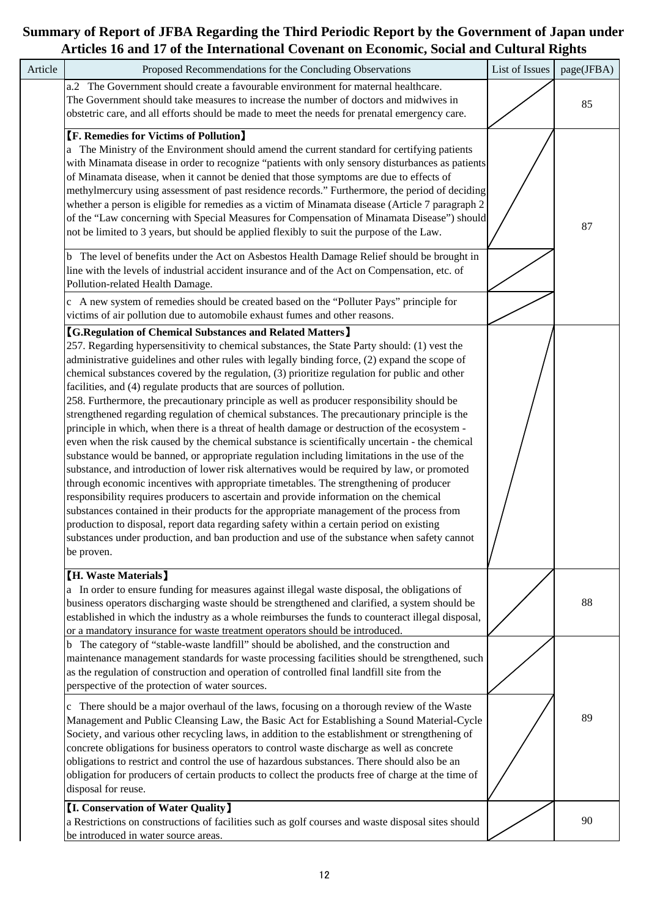# Summary of Report of JFBA Regarding the Third Periodic Report by the Government of Japan under Articles 16 and 17 of the International Covenant on Economic, Social and Cultural Rights

| Article | Proposed Recommendations for the Concluding Observations | List of Issues | page(JFBA) |
|---|---|---|---|
| | a.2 The Government should create a favourable environment for maternal healthcare. The Government should take measures to increase the number of doctors and midwives in obstetric care, and all efforts should be made to meet the needs for prenatal emergency care. | | 85 |
| | **【F. Remedies for Victims of Pollution】** a The Ministry of the Environment should amend the current standard for certifying patients with Minamata disease in order to recognize "patients with only sensory disturbances as patients of Minamata disease, when it cannot be denied that those symptoms are due to effects of methylmercury using assessment of past residence records." Furthermore, the period of deciding whether a person is eligible for remedies as a victim of Minamata disease (Article 7 paragraph 2 of the "Law concerning with Special Measures for Compensation of Minamata Disease") should not be limited to 3 years, but should be applied flexibly to suit the purpose of the Law. | | 87 |
| | b The level of benefits under the Act on Asbestos Health Damage Relief should be brought in line with the levels of industrial accident insurance and of the Act on Compensation, etc. of Pollution-related Health Damage. | | |
| | c A new system of remedies should be created based on the "Polluter Pays" principle for victims of air pollution due to automobile exhaust fumes and other reasons. | | |
| | **【G.Regulation of Chemical Substances and Related Matters】** 257. Regarding hypersensitivity to chemical substances, the State Party should: (1) vest the administrative guidelines and other rules with legally binding force, (2) expand the scope of chemical substances covered by the regulation, (3) prioritize regulation for public and other facilities, and (4) regulate products that are sources of pollution. 258. Furthermore, the precautionary principle as well as producer responsibility should be strengthened regarding regulation of chemical substances. The precautionary principle is the principle in which, when there is a threat of health damage or destruction of the ecosystem - even when the risk caused by the chemical substance is scientifically uncertain - the chemical substance would be banned, or appropriate regulation including limitations in the use of the substance, and introduction of lower risk alternatives would be required by law, or promoted through economic incentives with appropriate timetables. The strengthening of producer responsibility requires producers to ascertain and provide information on the chemical substances contained in their products for the appropriate management of the process from production to disposal, report data regarding safety within a certain period on existing substances under production, and ban production and use of the substance when safety cannot be proven. | | |
| | **【H. Waste Materials】** a In order to ensure funding for measures against illegal waste disposal, the obligations of business operators discharging waste should be strengthened and clarified, a system should be established in which the industry as a whole reimburses the funds to counteract illegal disposal, or a mandatory insurance for waste treatment operators should be introduced. | | 88 |
| | b The category of "stable-waste landfill" should be abolished, and the construction and maintenance management standards for waste processing facilities should be strengthened, such as the regulation of construction and operation of controlled final landfill site from the perspective of the protection of water sources. | | 89 |
| | c There should be a major overhaul of the laws, focusing on a thorough review of the Waste Management and Public Cleansing Law, the Basic Act for Establishing a Sound Material-Cycle Society, and various other recycling laws, in addition to the establishment or strengthening of concrete obligations for business operators to control waste discharge as well as concrete obligations to restrict and control the use of hazardous substances. There should also be an obligation for producers of certain products to collect the products free of charge at the time of disposal for reuse. | | |
| | **【I. Conservation of Water Quality】** a Restrictions on constructions of facilities such as golf courses and waste disposal sites should be introduced in water source areas. | | 90 |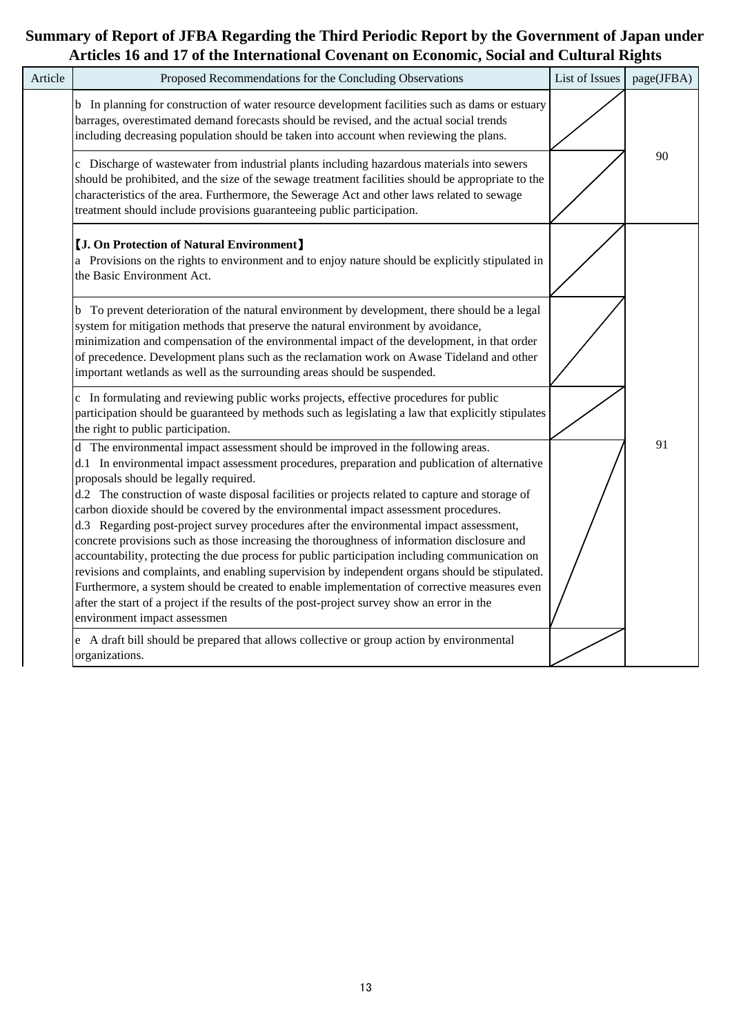# Summary of Report of JFBA Regarding the Third Periodic Report by the Government of Japan under Articles 16 and 17 of the International Covenant on Economic, Social and Cultural Rights

| Article | Proposed Recommendations for the Concluding Observations | List of Issues | page(JFBA) |
|---|---|---|---|
| | b In planning for construction of water resource development facilities such as dams or estuary barrages, overestimated demand forecasts should be revised, and the actual social trends including decreasing population should be taken into account when reviewing the plans. | | 90 |
| | c Discharge of wastewater from industrial plants including hazardous materials into sewers should be prohibited, and the size of the sewage treatment facilities should be appropriate to the characteristics of the area. Furthermore, the Sewerage Act and other laws related to sewage treatment should include provisions guaranteeing public participation. | | |
| | **【J. On Protection of Natural Environment】**<br>a Provisions on the rights to environment and to enjoy nature should be explicitly stipulated in the Basic Environment Act. | | 91 |
| | b To prevent deterioration of the natural environment by development, there should be a legal system for mitigation methods that preserve the natural environment by avoidance, minimization and compensation of the environmental impact of the development, in that order of precedence. Development plans such as the reclamation work on Awase Tideland and other important wetlands as well as the surrounding areas should be suspended. | | |
| | c In formulating and reviewing public works projects, effective procedures for public participation should be guaranteed by methods such as legislating a law that explicitly stipulates the right to public participation. | | |
| | d The environmental impact assessment should be improved in the following areas.<br>d.1 In environmental impact assessment procedures, preparation and publication of alternative proposals should be legally required.<br>d.2 The construction of waste disposal facilities or projects related to capture and storage of carbon dioxide should be covered by the environmental impact assessment procedures.<br>d.3 Regarding post-project survey procedures after the environmental impact assessment, concrete provisions such as those increasing the thoroughness of information disclosure and accountability, protecting the due process for public participation including communication on revisions and complaints, and enabling supervision by independent organs should be stipulated. Furthermore, a system should be created to enable implementation of corrective measures even after the start of a project if the results of the post-project survey show an error in the environment impact assessmen | | |
| | e A draft bill should be prepared that allows collective or group action by environmental organizations. | | |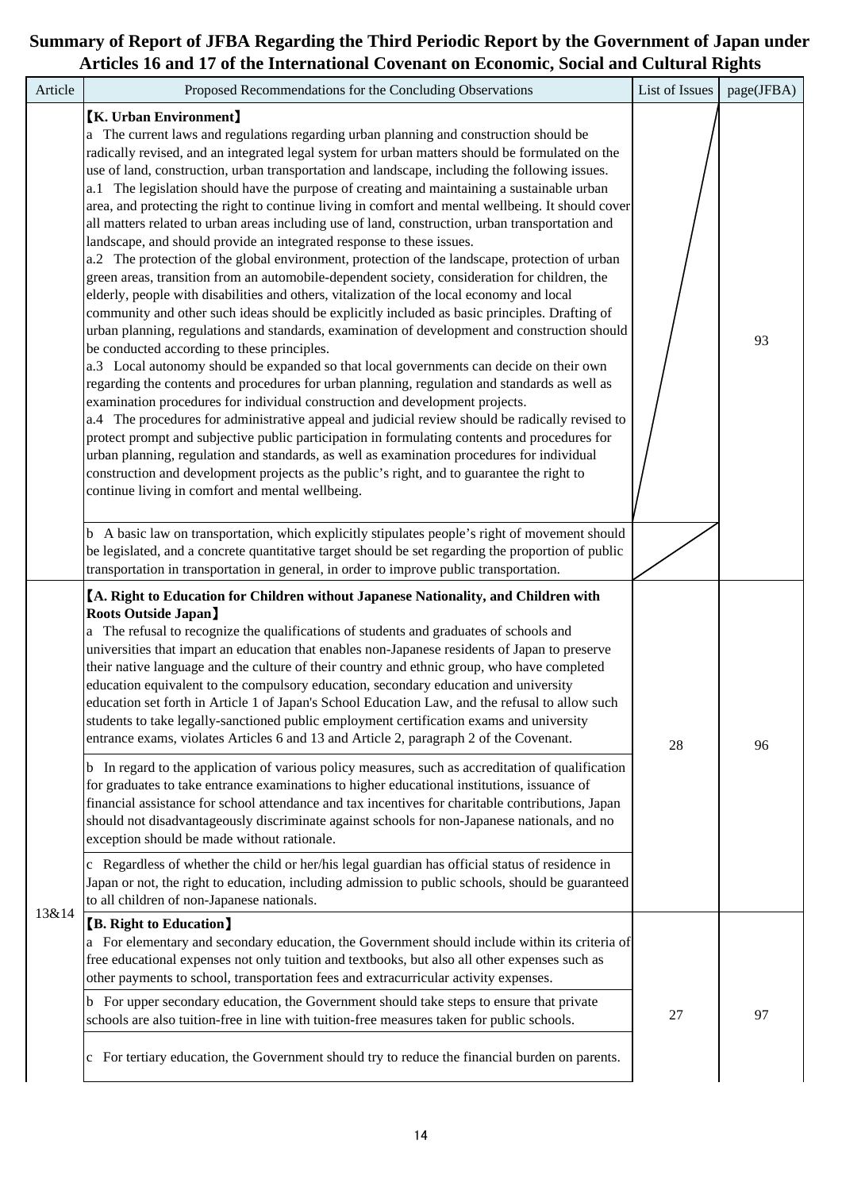# Summary of Report of JFBA Regarding the Third Periodic Report by the Government of Japan under Articles 16 and 17 of the International Covenant on Economic, Social and Cultural Rights

| Article | Proposed Recommendations for the Concluding Observations | List of Issues | page(JFBA) |
|---|---|---|---|
| | **【K. Urban Environment】**<br>a The current laws and regulations regarding urban planning and construction should be radically revised, and an integrated legal system for urban matters should be formulated on the use of land, construction, urban transportation and landscape, including the following issues.<br>a.1 The legislation should have the purpose of creating and maintaining a sustainable urban area, and protecting the right to continue living in comfort and mental wellbeing. It should cover all matters related to urban areas including use of land, construction, urban transportation and landscape, and should provide an integrated response to these issues.<br>a.2 The protection of the global environment, protection of the landscape, protection of urban green areas, transition from an automobile-dependent society, consideration for children, the elderly, people with disabilities and others, vitalization of the local economy and local community and other such ideas should be explicitly included as basic principles. Drafting of urban planning, regulations and standards, examination of development and construction should be conducted according to these principles.<br>a.3 Local autonomy should be expanded so that local governments can decide on their own regarding the contents and procedures for urban planning, regulation and standards as well as examination procedures for individual construction and development projects.<br>a.4 The procedures for administrative appeal and judicial review should be radically revised to protect prompt and subjective public participation in formulating contents and procedures for urban planning, regulation and standards, as well as examination procedures for individual construction and development projects as the public's right, and to guarantee the right to continue living in comfort and mental wellbeing. | | 93 |
| | b A basic law on transportation, which explicitly stipulates people's right of movement should be legislated, and a concrete quantitative target should be set regarding the proportion of public transportation in transportation in general, in order to improve public transportation. | | |
| 13&14 | **【A. Right to Education for Children without Japanese Nationality, and Children with Roots Outside Japan】**<br>a The refusal to recognize the qualifications of students and graduates of schools and universities that impart an education that enables non-Japanese residents of Japan to preserve their native language and the culture of their country and ethnic group, who have completed education equivalent to the compulsory education, secondary education and university education set forth in Article 1 of Japan's School Education Law, and the refusal to allow such students to take legally-sanctioned public employment certification exams and university entrance exams, violates Articles 6 and 13 and Article 2, paragraph 2 of the Covenant. | 28 | 96 |
| | b In regard to the application of various policy measures, such as accreditation of qualification for graduates to take entrance examinations to higher educational institutions, issuance of financial assistance for school attendance and tax incentives for charitable contributions, Japan should not disadvantageously discriminate against schools for non-Japanese nationals, and no exception should be made without rationale. | | |
| | c Regardless of whether the child or her/his legal guardian has official status of residence in Japan or not, the right to education, including admission to public schools, should be guaranteed to all children of non-Japanese nationals. | | |
| | **【B. Right to Education】**<br>a For elementary and secondary education, the Government should include within its criteria of free educational expenses not only tuition and textbooks, but also all other expenses such as other payments to school, transportation fees and extracurricular activity expenses. | 27 | 97 |
| | b For upper secondary education, the Government should take steps to ensure that private schools are also tuition-free in line with tuition-free measures taken for public schools. | | |
| | c For tertiary education, the Government should try to reduce the financial burden on parents. | | |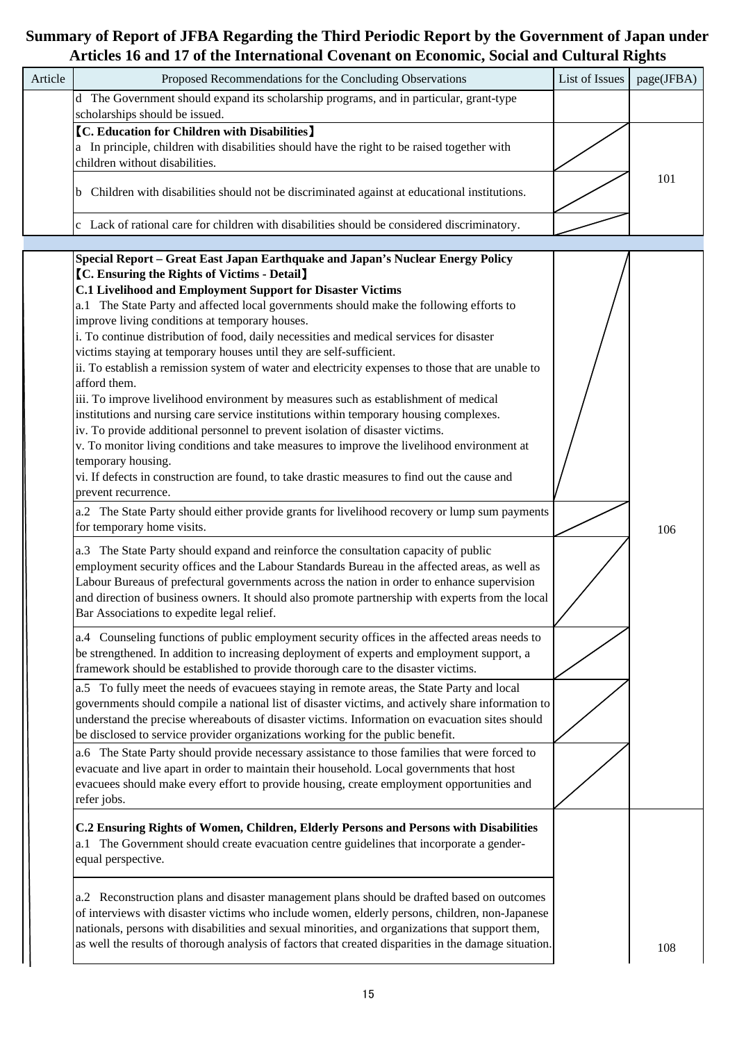# Summary of Report of JFBA Regarding the Third Periodic Report by the Government of Japan under Articles 16 and 17 of the International Covenant on Economic, Social and Cultural Rights

| Article | Proposed Recommendations for the Concluding Observations | List of Issues | page(JFBA) |
|---|---|---|---|
| | d The Government should expand its scholarship programs, and in particular, grant-type scholarships should be issued. | | |
| | **【C. Education for Children with Disabilities】**<br>a In principle, children with disabilities should have the right to be raised together with children without disabilities. | | 101 |
| | b Children with disabilities should not be discriminated against at educational institutions. | | |
| | c Lack of rational care for children with disabilities should be considered discriminatory. | | |
| | | | |
| | **Special Report – Great East Japan Earthquake and Japan's Nuclear Energy Policy**<br>**【C. Ensuring the Rights of Victims - Detail】**<br>**C.1 Livelihood and Employment Support for Disaster Victims**<br>a.1 The State Party and affected local governments should make the following efforts to improve living conditions at temporary houses.<br>i. To continue distribution of food, daily necessities and medical services for disaster victims staying at temporary houses until they are self-sufficient.<br>ii. To establish a remission system of water and electricity expenses to those that are unable to afford them.<br>iii. To improve livelihood environment by measures such as establishment of medical institutions and nursing care service institutions within temporary housing complexes.<br>iv. To provide additional personnel to prevent isolation of disaster victims.<br>v. To monitor living conditions and take measures to improve the livelihood environment at temporary housing.<br>vi. If defects in construction are found, to take drastic measures to find out the cause and prevent recurrence. | | 106 |
| | a.2 The State Party should either provide grants for livelihood recovery or lump sum payments for temporary home visits. | | |
| | a.3 The State Party should expand and reinforce the consultation capacity of public employment security offices and the Labour Standards Bureau in the affected areas, as well as Labour Bureaus of prefectural governments across the nation in order to enhance supervision and direction of business owners. It should also promote partnership with experts from the local Bar Associations to expedite legal relief. | | |
| | a.4 Counseling functions of public employment security offices in the affected areas needs to be strengthened. In addition to increasing deployment of experts and employment support, a framework should be established to provide thorough care to the disaster victims. | | |
| | a.5 To fully meet the needs of evacuees staying in remote areas, the State Party and local governments should compile a national list of disaster victims, and actively share information to understand the precise whereabouts of disaster victims. Information on evacuation sites should be disclosed to service provider organizations working for the public benefit. | | |
| | a.6 The State Party should provide necessary assistance to those families that were forced to evacuate and live apart in order to maintain their household. Local governments that host evacuees should make every effort to provide housing, create employment opportunities and refer jobs. | | |
| | **C.2 Ensuring Rights of Women, Children, Elderly Persons and Persons with Disabilities**<br>a.1 The Government should create evacuation centre guidelines that incorporate a gender-equal perspective. | | 108 |
| | a.2 Reconstruction plans and disaster management plans should be drafted based on outcomes of interviews with disaster victims who include women, elderly persons, children, non-Japanese nationals, persons with disabilities and sexual minorities, and organizations that support them, as well the results of thorough analysis of factors that created disparities in the damage situation. | | |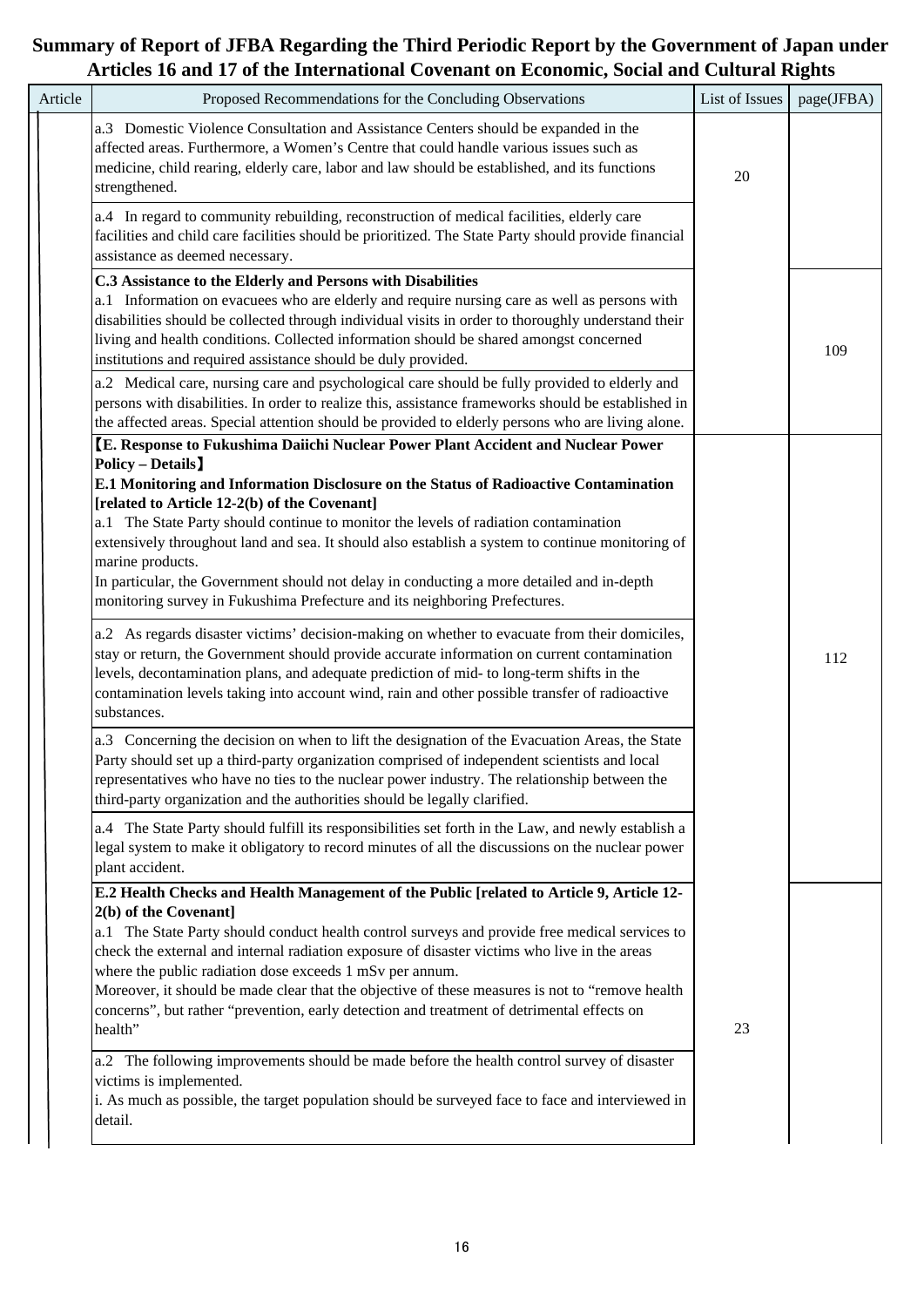# Summary of Report of JFBA Regarding the Third Periodic Report by the Government of Japan under Articles 16 and 17 of the International Covenant on Economic, Social and Cultural Rights

| Article | Proposed Recommendations for the Concluding Observations | List of Issues | page(JFBA) |
|---|---|---|---|
| | a.3 Domestic Violence Consultation and Assistance Centers should be expanded in the affected areas. Furthermore, a Women's Centre that could handle various issues such as medicine, child rearing, elderly care, labor and law should be established, and its functions strengthened. | 20 | |
| | a.4 In regard to community rebuilding, reconstruction of medical facilities, elderly care facilities and child care facilities should be prioritized. The State Party should provide financial assistance as deemed necessary. | | |
| | **C.3 Assistance to the Elderly and Persons with Disabilities**<br>a.1 Information on evacuees who are elderly and require nursing care as well as persons with disabilities should be collected through individual visits in order to thoroughly understand their living and health conditions. Collected information should be shared amongst concerned institutions and required assistance should be duly provided. | | 109 |
| | a.2 Medical care, nursing care and psychological care should be fully provided to elderly and persons with disabilities. In order to realize this, assistance frameworks should be established in the affected areas. Special attention should be provided to elderly persons who are living alone. | | |
| | **【E. Response to Fukushima Daiichi Nuclear Power Plant Accident and Nuclear Power Policy – Details】**<br>**E.1 Monitoring and Information Disclosure on the Status of Radioactive Contamination [related to Article 12-2(b) of the Covenant]**<br>a.1 The State Party should continue to monitor the levels of radiation contamination extensively throughout land and sea. It should also establish a system to continue monitoring of marine products.<br>In particular, the Government should not delay in conducting a more detailed and in-depth monitoring survey in Fukushima Prefecture and its neighboring Prefectures. | | 112 |
| | a.2 As regards disaster victims' decision-making on whether to evacuate from their domiciles, stay or return, the Government should provide accurate information on current contamination levels, decontamination plans, and adequate prediction of mid- to long-term shifts in the contamination levels taking into account wind, rain and other possible transfer of radioactive substances. | | |
| | a.3 Concerning the decision on when to lift the designation of the Evacuation Areas, the State Party should set up a third-party organization comprised of independent scientists and local representatives who have no ties to the nuclear power industry. The relationship between the third-party organization and the authorities should be legally clarified. | | |
| | a.4 The State Party should fulfill its responsibilities set forth in the Law, and newly establish a legal system to make it obligatory to record minutes of all the discussions on the nuclear power plant accident. | | |
| | **E.2 Health Checks and Health Management of the Public [related to Article 9, Article 12-2(b) of the Covenant]**<br>a.1 The State Party should conduct health control surveys and provide free medical services to check the external and internal radiation exposure of disaster victims who live in the areas where the public radiation dose exceeds 1 mSv per annum.<br>Moreover, it should be made clear that the objective of these measures is not to "remove health concerns", but rather "prevention, early detection and treatment of detrimental effects on health" | 23 | |
| | a.2 The following improvements should be made before the health control survey of disaster victims is implemented.<br>i. As much as possible, the target population should be surveyed face to face and interviewed in detail. | | |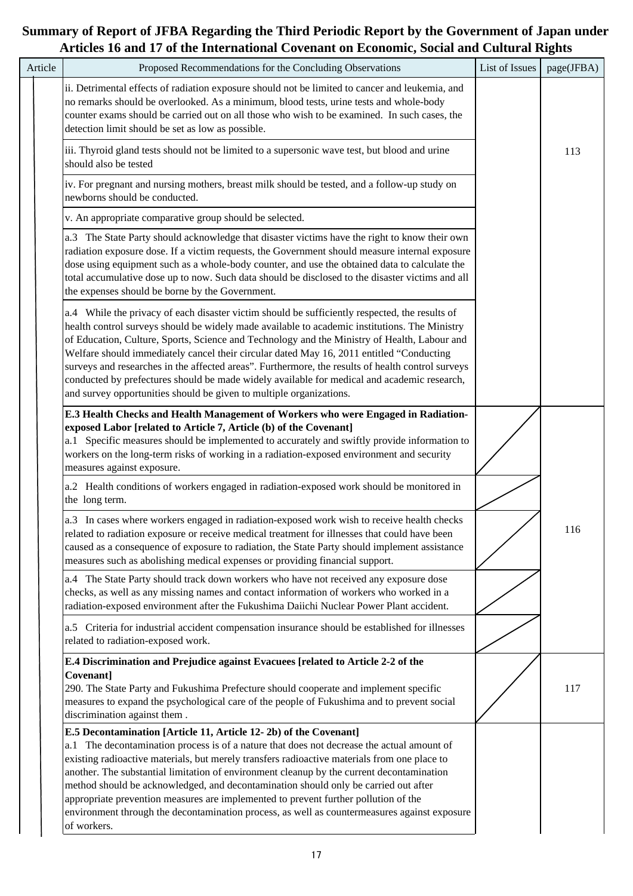# Summary of Report of JFBA Regarding the Third Periodic Report by the Government of Japan under Articles 16 and 17 of the International Covenant on Economic, Social and Cultural Rights

| Article | Proposed Recommendations for the Concluding Observations | List of Issues | page(JFBA) |
|---|---|---|---|
| | ii. Detrimental effects of radiation exposure should not be limited to cancer and leukemia, and no remarks should be overlooked. As a minimum, blood tests, urine tests and whole-body counter exams should be carried out on all those who wish to be examined. In such cases, the detection limit should be set as low as possible. | | 113 |
| | iii. Thyroid gland tests should not be limited to a supersonic wave test, but blood and urine should also be tested | | |
| | iv. For pregnant and nursing mothers, breast milk should be tested, and a follow-up study on newborns should be conducted. | | |
| | v. An appropriate comparative group should be selected. | | |
| | a.3 The State Party should acknowledge that disaster victims have the right to know their own radiation exposure dose. If a victim requests, the Government should measure internal exposure dose using equipment such as a whole-body counter, and use the obtained data to calculate the total accumulative dose up to now. Such data should be disclosed to the disaster victims and all the expenses should be borne by the Government. | | |
| | a.4 While the privacy of each disaster victim should be sufficiently respected, the results of health control surveys should be widely made available to academic institutions. The Ministry of Education, Culture, Sports, Science and Technology and the Ministry of Health, Labour and Welfare should immediately cancel their circular dated May 16, 2011 entitled "Conducting surveys and researches in the affected areas". Furthermore, the results of health control surveys conducted by prefectures should be made widely available for medical and academic research, and survey opportunities should be given to multiple organizations. | | |
| | **E.3 Health Checks and Health Management of Workers who were Engaged in Radiation-exposed Labor [related to Article 7, Article (b) of the Covenant]**<br>a.1 Specific measures should be implemented to accurately and swiftly provide information to workers on the long-term risks of working in a radiation-exposed environment and security measures against exposure. | | 116 |
| | a.2 Health conditions of workers engaged in radiation-exposed work should be monitored in the long term. | | |
| | a.3 In cases where workers engaged in radiation-exposed work wish to receive health checks related to radiation exposure or receive medical treatment for illnesses that could have been caused as a consequence of exposure to radiation, the State Party should implement assistance measures such as abolishing medical expenses or providing financial support. | | |
| | a.4 The State Party should track down workers who have not received any exposure dose checks, as well as any missing names and contact information of workers who worked in a radiation-exposed environment after the Fukushima Daiichi Nuclear Power Plant accident. | | |
| | a.5 Criteria for industrial accident compensation insurance should be established for illnesses related to radiation-exposed work. | | |
| | **E.4 Discrimination and Prejudice against Evacuees [related to Article 2-2 of the Covenant]**<br>290. The State Party and Fukushima Prefecture should cooperate and implement specific measures to expand the psychological care of the people of Fukushima and to prevent social discrimination against them . | | 117 |
| | **E.5 Decontamination [Article 11, Article 12- 2b) of the Covenant]**<br>a.1 The decontamination process is of a nature that does not decrease the actual amount of existing radioactive materials, but merely transfers radioactive materials from one place to another. The substantial limitation of environment cleanup by the current decontamination method should be acknowledged, and decontamination should only be carried out after appropriate prevention measures are implemented to prevent further pollution of the environment through the decontamination process, as well as countermeasures against exposure of workers. | | |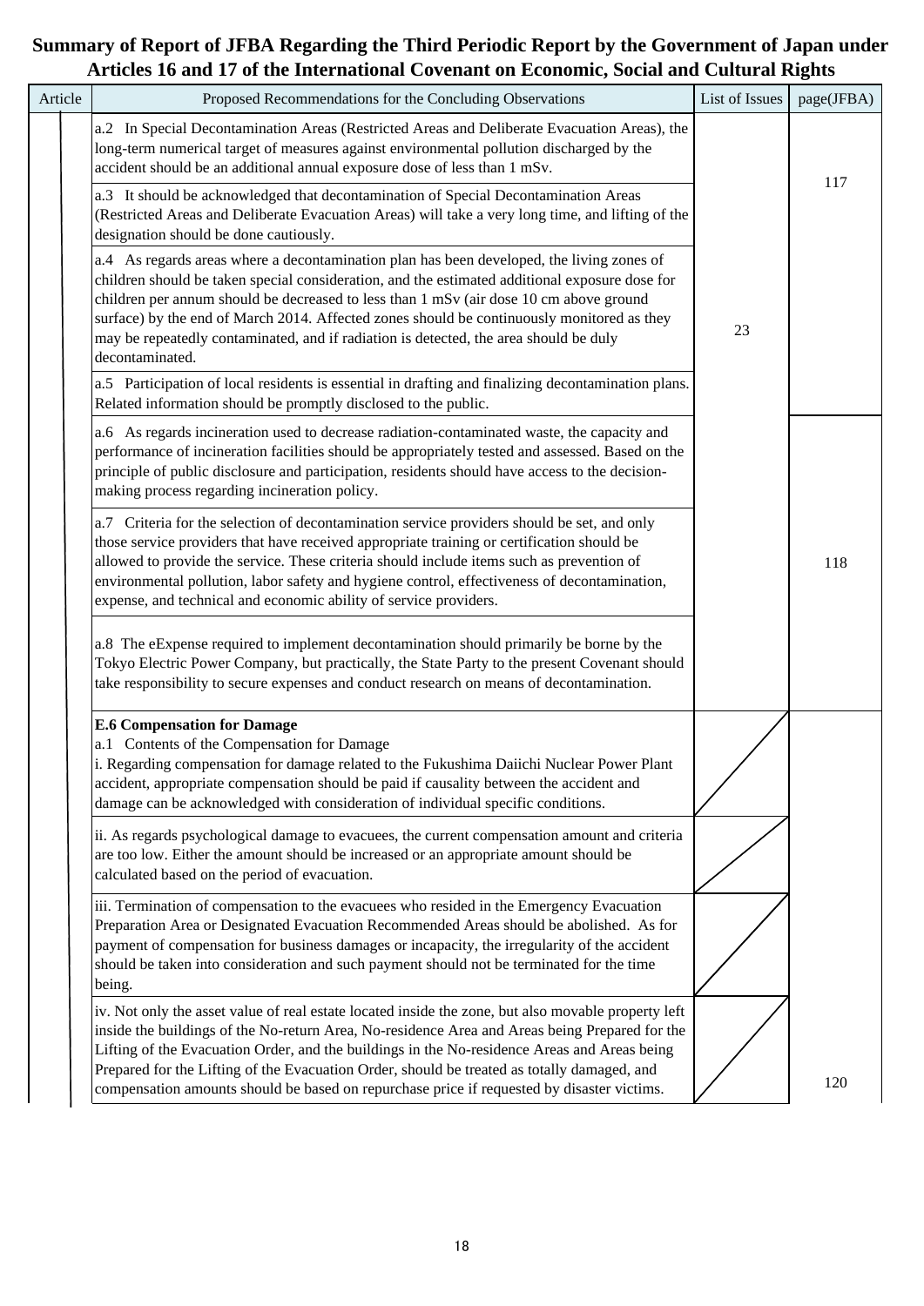# Summary of Report of JFBA Regarding the Third Periodic Report by the Government of Japan under Articles 16 and 17 of the International Covenant on Economic, Social and Cultural Rights

| Article | Proposed Recommendations for the Concluding Observations | List of Issues | page(JFBA) |
|---|---|---|---|
| | a.2 In Special Decontamination Areas (Restricted Areas and Deliberate Evacuation Areas), the long-term numerical target of measures against environmental pollution discharged by the accident should be an additional annual exposure dose of less than 1 mSv. | 23 | 117 |
| | a.3 It should be acknowledged that decontamination of Special Decontamination Areas (Restricted Areas and Deliberate Evacuation Areas) will take a very long time, and lifting of the designation should be done cautiously. | | |
| | a.4 As regards areas where a decontamination plan has been developed, the living zones of children should be taken special consideration, and the estimated additional exposure dose for children per annum should be decreased to less than 1 mSv (air dose 10 cm above ground surface) by the end of March 2014. Affected zones should be continuously monitored as they may be repeatedly contaminated, and if radiation is detected, the area should be duly decontaminated. | | |
| | a.5 Participation of local residents is essential in drafting and finalizing decontamination plans. Related information should be promptly disclosed to the public. | | |
| | a.6 As regards incineration used to decrease radiation-contaminated waste, the capacity and performance of incineration facilities should be appropriately tested and assessed. Based on the principle of public disclosure and participation, residents should have access to the decision-making process regarding incineration policy. | | 118 |
| | a.7 Criteria for the selection of decontamination service providers should be set, and only those service providers that have received appropriate training or certification should be allowed to provide the service. These criteria should include items such as prevention of environmental pollution, labor safety and hygiene control, effectiveness of decontamination, expense, and technical and economic ability of service providers. | | |
| | a.8 The eExpense required to implement decontamination should primarily be borne by the Tokyo Electric Power Company, but practically, the State Party to the present Covenant should take responsibility to secure expenses and conduct research on means of decontamination. | | |
| | **E.6 Compensation for Damage**<br>a.1 Contents of the Compensation for Damage<br>i. Regarding compensation for damage related to the Fukushima Daiichi Nuclear Power Plant accident, appropriate compensation should be paid if causality between the accident and damage can be acknowledged with consideration of individual specific conditions. | | 120 |
| | ii. As regards psychological damage to evacuees, the current compensation amount and criteria are too low. Either the amount should be increased or an appropriate amount should be calculated based on the period of evacuation. | | |
| | iii. Termination of compensation to the evacuees who resided in the Emergency Evacuation Preparation Area or Designated Evacuation Recommended Areas should be abolished. As for payment of compensation for business damages or incapacity, the irregularity of the accident should be taken into consideration and such payment should not be terminated for the time being. | | |
| | iv. Not only the asset value of real estate located inside the zone, but also movable property left inside the buildings of the No-return Area, No-residence Area and Areas being Prepared for the Lifting of the Evacuation Order, and the buildings in the No-residence Areas and Areas being Prepared for the Lifting of the Evacuation Order, should be treated as totally damaged, and compensation amounts should be based on repurchase price if requested by disaster victims. | | |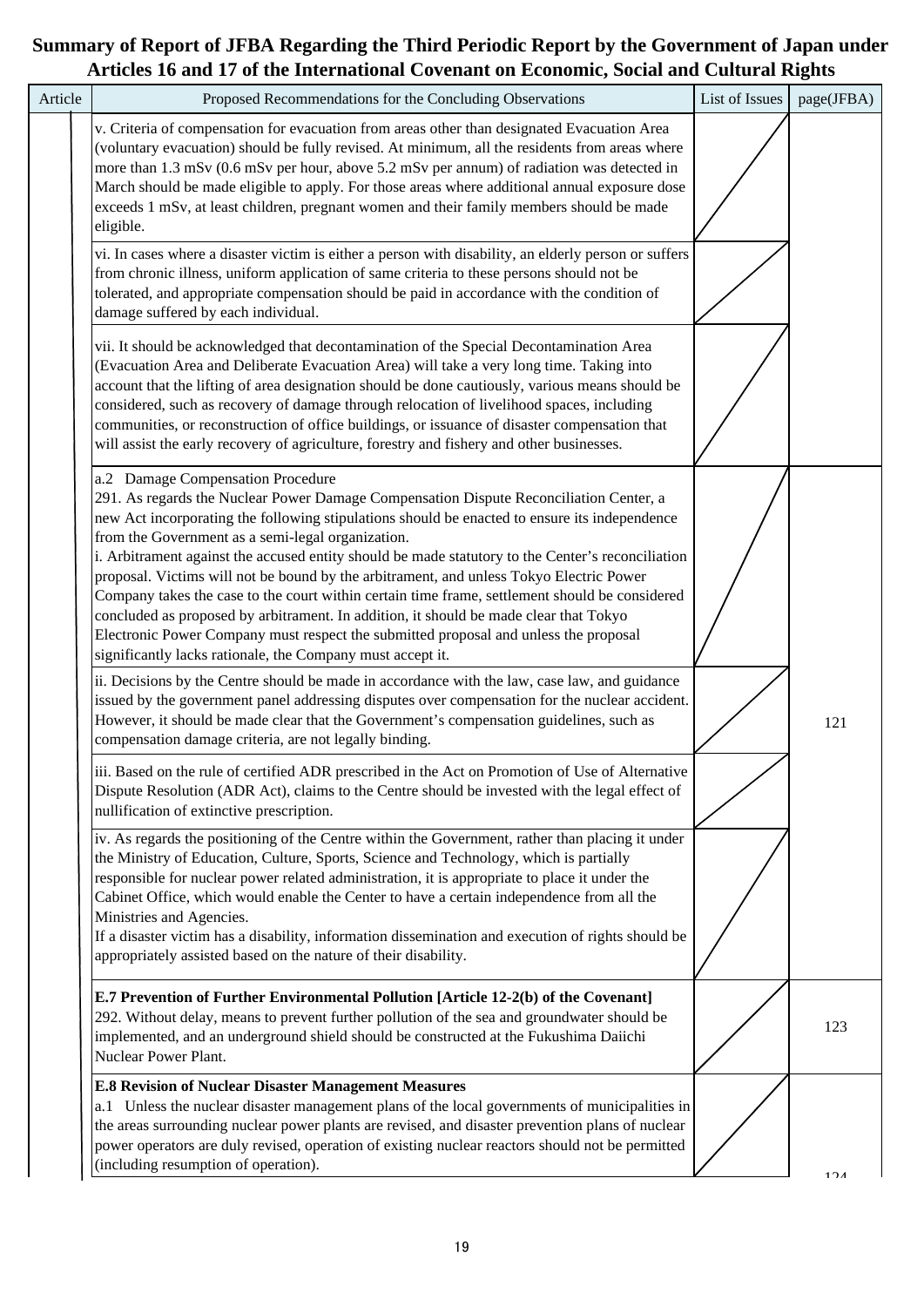# Summary of Report of JFBA Regarding the Third Periodic Report by the Government of Japan under Articles 16 and 17 of the International Covenant on Economic, Social and Cultural Rights

| Article | Proposed Recommendations for the Concluding Observations | List of Issues | page(JFBA) |
|---|---|---|---|
| | v. Criteria of compensation for evacuation from areas other than designated Evacuation Area (voluntary evacuation) should be fully revised. At minimum, all the residents from areas where more than 1.3 mSv (0.6 mSv per hour, above 5.2 mSv per annum) of radiation was detected in March should be made eligible to apply. For those areas where additional annual exposure dose exceeds 1 mSv, at least children, pregnant women and their family members should be made eligible. | | |
| | vi. In cases where a disaster victim is either a person with disability, an elderly person or suffers from chronic illness, uniform application of same criteria to these persons should not be tolerated, and appropriate compensation should be paid in accordance with the condition of damage suffered by each individual. | | |
| | vii. It should be acknowledged that decontamination of the Special Decontamination Area (Evacuation Area and Deliberate Evacuation Area) will take a very long time. Taking into account that the lifting of area designation should be done cautiously, various means should be considered, such as recovery of damage through relocation of livelihood spaces, including communities, or reconstruction of office buildings, or issuance of disaster compensation that will assist the early recovery of agriculture, forestry and fishery and other businesses. | | |
| | a.2 Damage Compensation Procedure<br>291. As regards the Nuclear Power Damage Compensation Dispute Reconciliation Center, a new Act incorporating the following stipulations should be enacted to ensure its independence from the Government as a semi-legal organization.<br>i. Arbitrament against the accused entity should be made statutory to the Center's reconciliation proposal. Victims will not be bound by the arbitrament, and unless Tokyo Electric Power Company takes the case to the court within certain time frame, settlement should be considered concluded as proposed by arbitrament. In addition, it should be made clear that Tokyo Electronic Power Company must respect the submitted proposal and unless the proposal significantly lacks rationale, the Company must accept it. | | 121 |
| | ii. Decisions by the Centre should be made in accordance with the law, case law, and guidance issued by the government panel addressing disputes over compensation for the nuclear accident. However, it should be made clear that the Government's compensation guidelines, such as compensation damage criteria, are not legally binding. | | |
| | iii. Based on the rule of certified ADR prescribed in the Act on Promotion of Use of Alternative Dispute Resolution (ADR Act), claims to the Centre should be invested with the legal effect of nullification of extinctive prescription. | | |
| | iv. As regards the positioning of the Centre within the Government, rather than placing it under the Ministry of Education, Culture, Sports, Science and Technology, which is partially responsible for nuclear power related administration, it is appropriate to place it under the Cabinet Office, which would enable the Center to have a certain independence from all the Ministries and Agencies.<br>If a disaster victim has a disability, information dissemination and execution of rights should be appropriately assisted based on the nature of their disability. | | |
| | **E.7 Prevention of Further Environmental Pollution [Article 12-2(b) of the Covenant]**<br>292. Without delay, means to prevent further pollution of the sea and groundwater should be implemented, and an underground shield should be constructed at the Fukushima Daiichi Nuclear Power Plant. | | 123 |
| | **E.8 Revision of Nuclear Disaster Management Measures**<br>a.1 Unless the nuclear disaster management plans of the local governments of municipalities in the areas surrounding nuclear power plants are revised, and disaster prevention plans of nuclear power operators are duly revised, operation of existing nuclear reactors should not be permitted (including resumption of operation). | | 124 |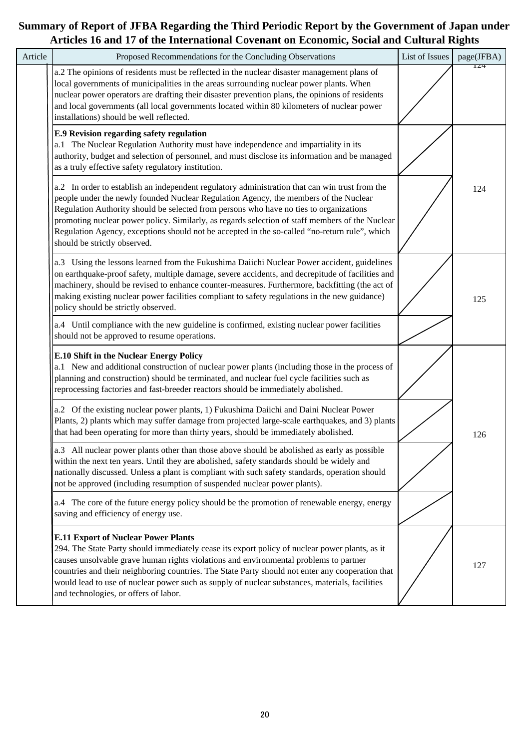# Summary of Report of JFBA Regarding the Third Periodic Report by the Government of Japan under Articles 16 and 17 of the International Covenant on Economic, Social and Cultural Rights

| Article | Proposed Recommendations for the Concluding Observations | List of Issues | page(JFBA) |
|---|---|---|---|
| | a.2 The opinions of residents must be reflected in the nuclear disaster management plans of local governments of municipalities in the areas surrounding nuclear power plants. When nuclear power operators are drafting their disaster prevention plans, the opinions of residents and local governments (all local governments located within 80 kilometers of nuclear power installations) should be well reflected. | | 124 |
| | **E.9 Revision regarding safety regulation**<br>a.1 The Nuclear Regulation Authority must have independence and impartiality in its authority, budget and selection of personnel, and must disclose its information and be managed as a truly effective safety regulatory institution. | | 124 |
| | a.2 In order to establish an independent regulatory administration that can win trust from the people under the newly founded Nuclear Regulation Agency, the members of the Nuclear Regulation Authority should be selected from persons who have no ties to organizations promoting nuclear power policy. Similarly, as regards selection of staff members of the Nuclear Regulation Agency, exceptions should not be accepted in the so-called "no-return rule", which should be strictly observed. | | |
| | a.3 Using the lessons learned from the Fukushima Daiichi Nuclear Power accident, guidelines on earthquake-proof safety, multiple damage, severe accidents, and decrepitude of facilities and machinery, should be revised to enhance counter-measures. Furthermore, backfitting (the act of making existing nuclear power facilities compliant to safety regulations in the new guidance) policy should be strictly observed. | | 125 |
| | a.4 Until compliance with the new guideline is confirmed, existing nuclear power facilities should not be approved to resume operations. | | |
| | **E.10 Shift in the Nuclear Energy Policy**<br>a.1 New and additional construction of nuclear power plants (including those in the process of planning and construction) should be terminated, and nuclear fuel cycle facilities such as reprocessing factories and fast-breeder reactors should be immediately abolished. | | 126 |
| | a.2 Of the existing nuclear power plants, 1) Fukushima Daiichi and Daini Nuclear Power Plants, 2) plants which may suffer damage from projected large-scale earthquakes, and 3) plants that had been operating for more than thirty years, should be immediately abolished. | | |
| | a.3 All nuclear power plants other than those above should be abolished as early as possible within the next ten years. Until they are abolished, safety standards should be widely and nationally discussed. Unless a plant is compliant with such safety standards, operation should not be approved (including resumption of suspended nuclear power plants). | | |
| | a.4 The core of the future energy policy should be the promotion of renewable energy, energy saving and efficiency of energy use. | | |
| | **E.11 Export of Nuclear Power Plants**<br>294. The State Party should immediately cease its export policy of nuclear power plants, as it causes unsolvable grave human rights violations and environmental problems to partner countries and their neighboring countries. The State Party should not enter any cooperation that would lead to use of nuclear power such as supply of nuclear substances, materials, facilities and technologies, or offers of labor. | | 127 |